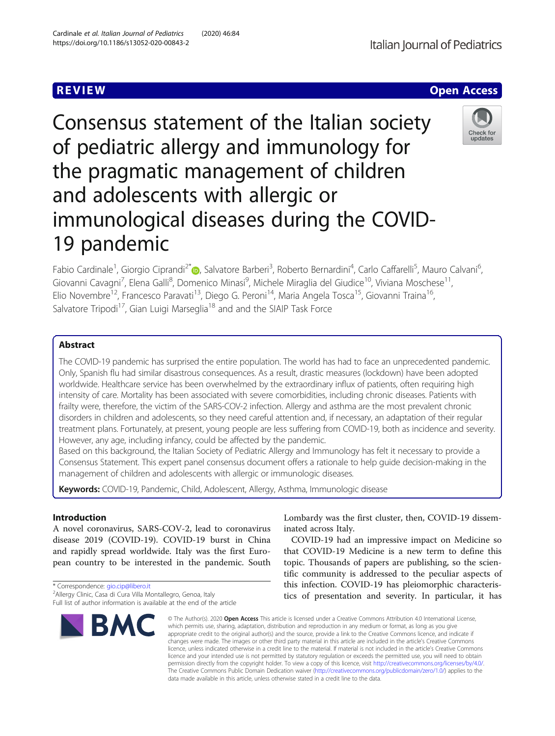REVIEW

Open Access

# Consensus statement of the Italian society of pediatric allergy and immunology for the pragmatic management of children and adolescents with allergic or immunological diseases during the COVID-19 pandemic

Fabio Cardinale[1], Giorgio Ciprandi[2*], Salvatore Barberi[3], Roberto Bernardini[4], Carlo Caffarelli[5], Mauro Calvani[6], Giovanni Cavagni[7], Elena Galli[8], Domenico Minasi[9], Michele Miraglia del Giudice[10], Viviana Moschese[11], Elio Novembre[12], Francesco Paravati[13], Diego G. Peroni[14], Maria Angela Tosca[15], Giovanni Traina[16], Salvatore Tripodi[17], Gian Luigi Marseglia[18] and and the SIAIP Task Force

## Abstract

The COVID-19 pandemic has surprised the entire population. The world has had to face an unprecedented pandemic. Only, Spanish flu had similar disastrous consequences. As a result, drastic measures (lockdown) have been adopted worldwide. Healthcare service has been overwhelmed by the extraordinary influx of patients, often requiring high intensity of care. Mortality has been associated with severe comorbidities, including chronic diseases. Patients with frailty were, therefore, the victim of the SARS-COV-2 infection. Allergy and asthma are the most prevalent chronic disorders in children and adolescents, so they need careful attention and, if necessary, an adaptation of their regular treatment plans. Fortunately, at present, young people are less suffering from COVID-19, both as incidence and severity. However, any age, including infancy, could be affected by the pandemic.

Based on this background, the Italian Society of Pediatric Allergy and Immunology has felt it necessary to provide a Consensus Statement. This expert panel consensus document offers a rationale to help guide decision-making in the management of children and adolescents with allergic or immunologic diseases.

**Keywords:** COVID-19, Pandemic, Child, Adolescent, Allergy, Asthma, Immunologic disease

## Introduction

A novel coronavirus, SARS-COV-2, lead to coronavirus disease 2019 (COVID-19). COVID-19 burst in China and rapidly spread worldwide. Italy was the first European country to be interested in the pandemic. South Lombardy was the first cluster, then, COVID-19 disseminated across Italy.

COVID-19 had an impressive impact on Medicine so that COVID-19 Medicine is a new term to define this topic. Thousands of papers are publishing, so the scientific community is addressed to the peculiar aspects of this infection. COVID-19 has pleiomorphic characteristics of presentation and severity. In particular, it has

\* Correspondence: gio.cip@libero.it
[2]Allergy Clinic, Casa di Cura Villa Montallegro, Genoa, Italy
Full list of author information is available at the end of the article

© The Author(s). 2020 **Open Access** This article is licensed under a Creative Commons Attribution 4.0 International License, which permits use, sharing, adaptation, distribution and reproduction in any medium or format, as long as you give appropriate credit to the original author(s) and the source, provide a link to the Creative Commons licence, and indicate if changes were made. The images or other third party material in this article are included in the article's Creative Commons licence, unless indicated otherwise in a credit line to the material. If material is not included in the article's Creative Commons licence and your intended use is not permitted by statutory regulation or exceeds the permitted use, you will need to obtain permission directly from the copyright holder. To view a copy of this licence, visit http://creativecommons.org/licenses/by/4.0/. The Creative Commons Public Domain Dedication waiver (http://creativecommons.org/publicdomain/zero/1.0/) applies to the data made available in this article, unless otherwise stated in a credit line to the data.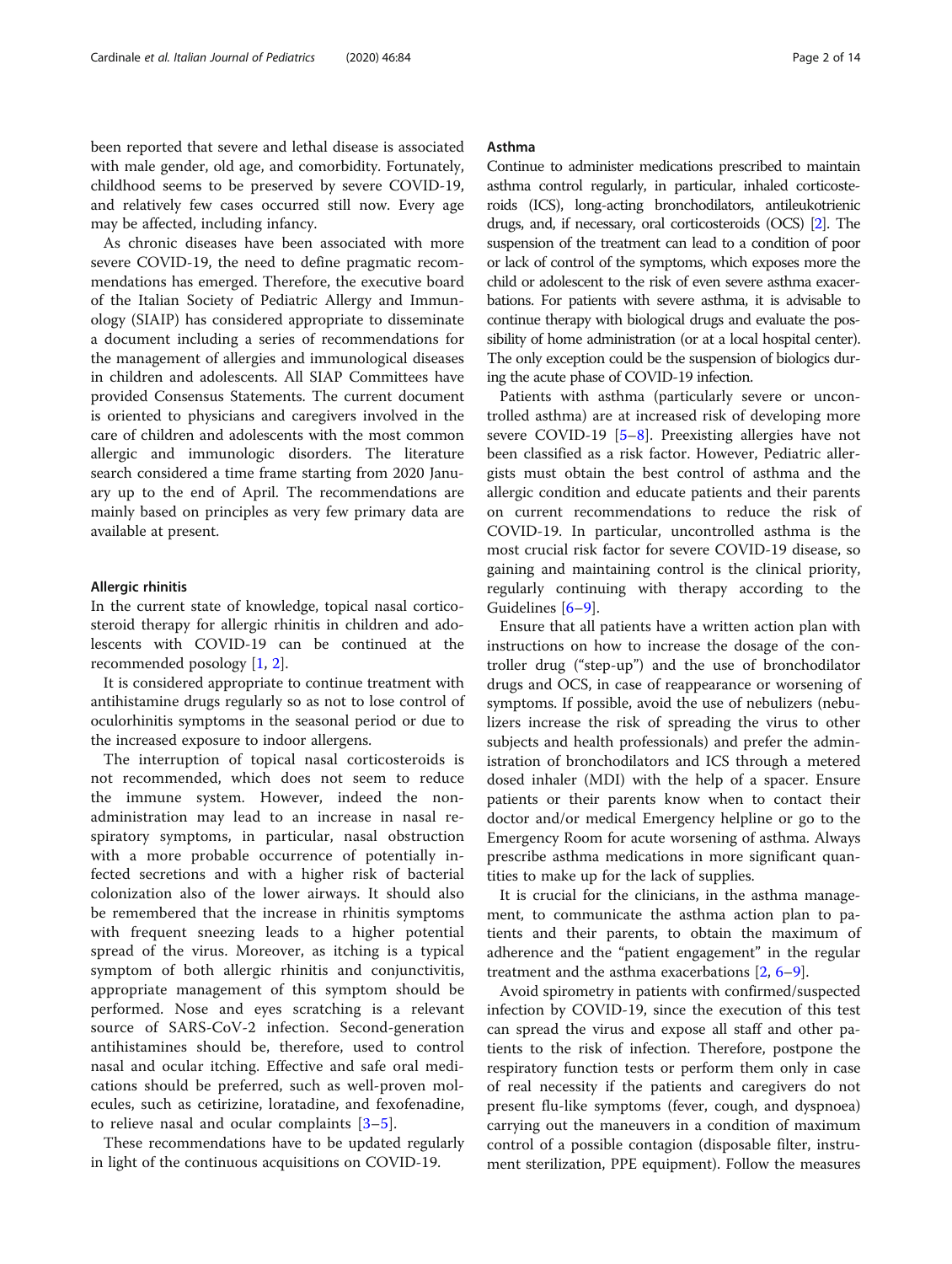been reported that severe and lethal disease is associated with male gender, old age, and comorbidity. Fortunately, childhood seems to be preserved by severe COVID-19, and relatively few cases occurred still now. Every age may be affected, including infancy.

As chronic diseases have been associated with more severe COVID-19, the need to define pragmatic recommendations has emerged. Therefore, the executive board of the Italian Society of Pediatric Allergy and Immunology (SIAIP) has considered appropriate to disseminate a document including a series of recommendations for the management of allergies and immunological diseases in children and adolescents. All SIAP Committees have provided Consensus Statements. The current document is oriented to physicians and caregivers involved in the care of children and adolescents with the most common allergic and immunologic disorders. The literature search considered a time frame starting from 2020 January up to the end of April. The recommendations are mainly based on principles as very few primary data are available at present.

### Allergic rhinitis

In the current state of knowledge, topical nasal corticosteroid therapy for allergic rhinitis in children and adolescents with COVID-19 can be continued at the recommended posology [1, 2].

It is considered appropriate to continue treatment with antihistamine drugs regularly so as not to lose control of oculorhinitis symptoms in the seasonal period or due to the increased exposure to indoor allergens.

The interruption of topical nasal corticosteroids is not recommended, which does not seem to reduce the immune system. However, indeed the non-administration may lead to an increase in nasal respiratory symptoms, in particular, nasal obstruction with a more probable occurrence of potentially infected secretions and with a higher risk of bacterial colonization also of the lower airways. It should also be remembered that the increase in rhinitis symptoms with frequent sneezing leads to a higher potential spread of the virus. Moreover, as itching is a typical symptom of both allergic rhinitis and conjunctivitis, appropriate management of this symptom should be performed. Nose and eyes scratching is a relevant source of SARS-CoV-2 infection. Second-generation antihistamines should be, therefore, used to control nasal and ocular itching. Effective and safe oral medications should be preferred, such as well-proven molecules, such as cetirizine, loratadine, and fexofenadine, to relieve nasal and ocular complaints [3–5].

These recommendations have to be updated regularly in light of the continuous acquisitions on COVID-19.

### Asthma

Continue to administer medications prescribed to maintain asthma control regularly, in particular, inhaled corticosteroids (ICS), long-acting bronchodilators, antileukotrienic drugs, and, if necessary, oral corticosteroids (OCS) [2]. The suspension of the treatment can lead to a condition of poor or lack of control of the symptoms, which exposes more the child or adolescent to the risk of even severe asthma exacerbations. For patients with severe asthma, it is advisable to continue therapy with biological drugs and evaluate the possibility of home administration (or at a local hospital center). The only exception could be the suspension of biologics during the acute phase of COVID-19 infection.

Patients with asthma (particularly severe or uncontrolled asthma) are at increased risk of developing more severe COVID-19 [5–8]. Preexisting allergies have not been classified as a risk factor. However, Pediatric allergists must obtain the best control of asthma and the allergic condition and educate patients and their parents on current recommendations to reduce the risk of COVID-19. In particular, uncontrolled asthma is the most crucial risk factor for severe COVID-19 disease, so gaining and maintaining control is the clinical priority, regularly continuing with therapy according to the Guidelines [6–9].

Ensure that all patients have a written action plan with instructions on how to increase the dosage of the controller drug ("step-up") and the use of bronchodilator drugs and OCS, in case of reappearance or worsening of symptoms. If possible, avoid the use of nebulizers (nebulizers increase the risk of spreading the virus to other subjects and health professionals) and prefer the administration of bronchodilators and ICS through a metered dosed inhaler (MDI) with the help of a spacer. Ensure patients or their parents know when to contact their doctor and/or medical Emergency helpline or go to the Emergency Room for acute worsening of asthma. Always prescribe asthma medications in more significant quantities to make up for the lack of supplies.

It is crucial for the clinicians, in the asthma management, to communicate the asthma action plan to patients and their parents, to obtain the maximum of adherence and the "patient engagement" in the regular treatment and the asthma exacerbations [2, 6–9].

Avoid spirometry in patients with confirmed/suspected infection by COVID-19, since the execution of this test can spread the virus and expose all staff and other patients to the risk of infection. Therefore, postpone the respiratory function tests or perform them only in case of real necessity if the patients and caregivers do not present flu-like symptoms (fever, cough, and dyspnoea) carrying out the maneuvers in a condition of maximum control of a possible contagion (disposable filter, instrument sterilization, PPE equipment). Follow the measures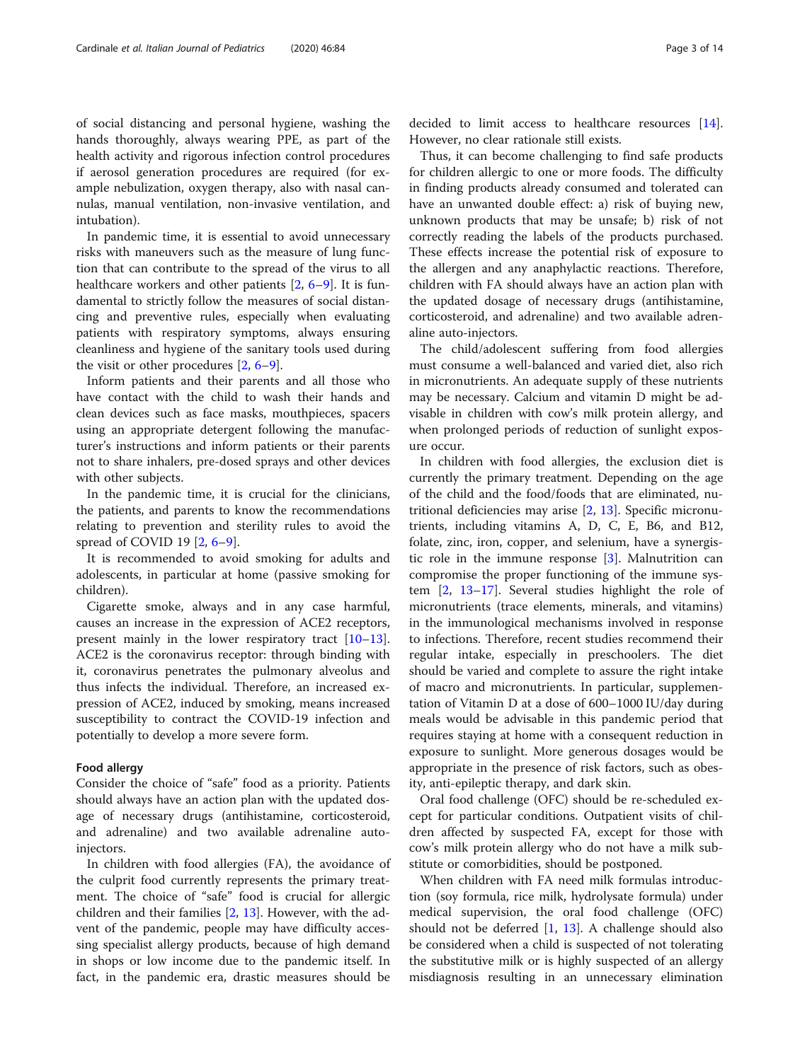of social distancing and personal hygiene, washing the hands thoroughly, always wearing PPE, as part of the health activity and rigorous infection control procedures if aerosol generation procedures are required (for example nebulization, oxygen therapy, also with nasal cannulas, manual ventilation, non-invasive ventilation, and intubation).

In pandemic time, it is essential to avoid unnecessary risks with maneuvers such as the measure of lung function that can contribute to the spread of the virus to all healthcare workers and other patients [2, 6–9]. It is fundamental to strictly follow the measures of social distancing and preventive rules, especially when evaluating patients with respiratory symptoms, always ensuring cleanliness and hygiene of the sanitary tools used during the visit or other procedures [2, 6–9].

Inform patients and their parents and all those who have contact with the child to wash their hands and clean devices such as face masks, mouthpieces, spacers using an appropriate detergent following the manufacturer's instructions and inform patients or their parents not to share inhalers, pre-dosed sprays and other devices with other subjects.

In the pandemic time, it is crucial for the clinicians, the patients, and parents to know the recommendations relating to prevention and sterility rules to avoid the spread of COVID 19 [2, 6–9].

It is recommended to avoid smoking for adults and adolescents, in particular at home (passive smoking for children).

Cigarette smoke, always and in any case harmful, causes an increase in the expression of ACE2 receptors, present mainly in the lower respiratory tract [10–13]. ACE2 is the coronavirus receptor: through binding with it, coronavirus penetrates the pulmonary alveolus and thus infects the individual. Therefore, an increased expression of ACE2, induced by smoking, means increased susceptibility to contract the COVID-19 infection and potentially to develop a more severe form.

#### Food allergy

Consider the choice of "safe" food as a priority. Patients should always have an action plan with the updated dosage of necessary drugs (antihistamine, corticosteroid, and adrenaline) and two available adrenaline auto-injectors.

In children with food allergies (FA), the avoidance of the culprit food currently represents the primary treatment. The choice of "safe" food is crucial for allergic children and their families [2, 13]. However, with the advent of the pandemic, people may have difficulty accessing specialist allergy products, because of high demand in shops or low income due to the pandemic itself. In fact, in the pandemic era, drastic measures should be decided to limit access to healthcare resources [14]. However, no clear rationale still exists.

Thus, it can become challenging to find safe products for children allergic to one or more foods. The difficulty in finding products already consumed and tolerated can have an unwanted double effect: a) risk of buying new, unknown products that may be unsafe; b) risk of not correctly reading the labels of the products purchased. These effects increase the potential risk of exposure to the allergen and any anaphylactic reactions. Therefore, children with FA should always have an action plan with the updated dosage of necessary drugs (antihistamine, corticosteroid, and adrenaline) and two available adrenaline auto-injectors.

The child/adolescent suffering from food allergies must consume a well-balanced and varied diet, also rich in micronutrients. An adequate supply of these nutrients may be necessary. Calcium and vitamin D might be advisable in children with cow's milk protein allergy, and when prolonged periods of reduction of sunlight exposure occur.

In children with food allergies, the exclusion diet is currently the primary treatment. Depending on the age of the child and the food/foods that are eliminated, nutritional deficiencies may arise [2, 13]. Specific micronutrients, including vitamins A, D, C, E, B6, and B12, folate, zinc, iron, copper, and selenium, have a synergistic role in the immune response [3]. Malnutrition can compromise the proper functioning of the immune system [2, 13–17]. Several studies highlight the role of micronutrients (trace elements, minerals, and vitamins) in the immunological mechanisms involved in response to infections. Therefore, recent studies recommend their regular intake, especially in preschoolers. The diet should be varied and complete to assure the right intake of macro and micronutrients. In particular, supplementation of Vitamin D at a dose of 600–1000 IU/day during meals would be advisable in this pandemic period that requires staying at home with a consequent reduction in exposure to sunlight. More generous dosages would be appropriate in the presence of risk factors, such as obesity, anti-epileptic therapy, and dark skin.

Oral food challenge (OFC) should be re-scheduled except for particular conditions. Outpatient visits of children affected by suspected FA, except for those with cow's milk protein allergy who do not have a milk substitute or comorbidities, should be postponed.

When children with FA need milk formulas introduction (soy formula, rice milk, hydrolysate formula) under medical supervision, the oral food challenge (OFC) should not be deferred [1, 13]. A challenge should also be considered when a child is suspected of not tolerating the substitutive milk or is highly suspected of an allergy misdiagnosis resulting in an unnecessary elimination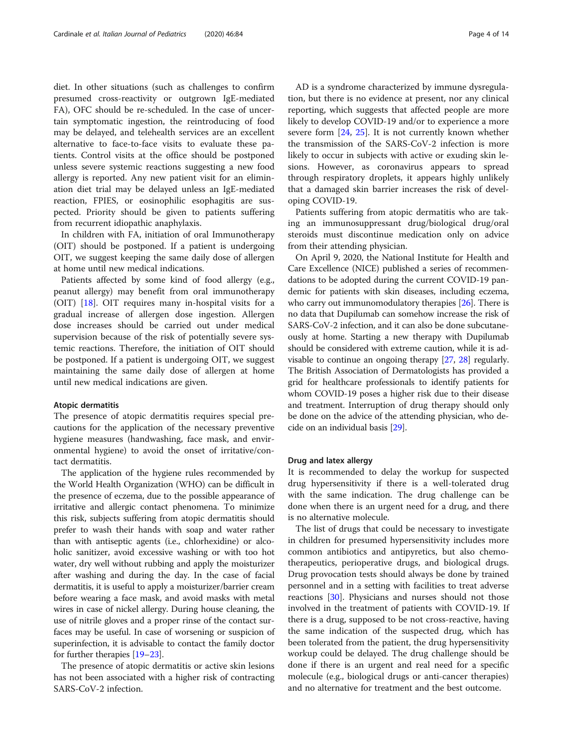diet. In other situations (such as challenges to confirm presumed cross-reactivity or outgrown IgE-mediated FA), OFC should be re-scheduled. In the case of uncertain symptomatic ingestion, the reintroducing of food may be delayed, and telehealth services are an excellent alternative to face-to-face visits to evaluate these patients. Control visits at the office should be postponed unless severe systemic reactions suggesting a new food allergy is reported. Any new patient visit for an elimination diet trial may be delayed unless an IgE-mediated reaction, FPIES, or eosinophilic esophagitis are suspected. Priority should be given to patients suffering from recurrent idiopathic anaphylaxis.

In children with FA, initiation of oral Immunotherapy (OIT) should be postponed. If a patient is undergoing OIT, we suggest keeping the same daily dose of allergen at home until new medical indications.

Patients affected by some kind of food allergy (e.g., peanut allergy) may benefit from oral immunotherapy (OIT) [18]. OIT requires many in-hospital visits for a gradual increase of allergen dose ingestion. Allergen dose increases should be carried out under medical supervision because of the risk of potentially severe systemic reactions. Therefore, the initiation of OIT should be postponed. If a patient is undergoing OIT, we suggest maintaining the same daily dose of allergen at home until new medical indications are given.

#### Atopic dermatitis

The presence of atopic dermatitis requires special precautions for the application of the necessary preventive hygiene measures (handwashing, face mask, and environmental hygiene) to avoid the onset of irritative/contact dermatitis.

The application of the hygiene rules recommended by the World Health Organization (WHO) can be difficult in the presence of eczema, due to the possible appearance of irritative and allergic contact phenomena. To minimize this risk, subjects suffering from atopic dermatitis should prefer to wash their hands with soap and water rather than with antiseptic agents (i.e., chlorhexidine) or alcoholic sanitizer, avoid excessive washing or with too hot water, dry well without rubbing and apply the moisturizer after washing and during the day. In the case of facial dermatitis, it is useful to apply a moisturizer/barrier cream before wearing a face mask, and avoid masks with metal wires in case of nickel allergy. During house cleaning, the use of nitrile gloves and a proper rinse of the contact surfaces may be useful. In case of worsening or suspicion of superinfection, it is advisable to contact the family doctor for further therapies [19–23].

The presence of atopic dermatitis or active skin lesions has not been associated with a higher risk of contracting SARS-CoV-2 infection.

AD is a syndrome characterized by immune dysregulation, but there is no evidence at present, nor any clinical reporting, which suggests that affected people are more likely to develop COVID-19 and/or to experience a more severe form [24, 25]. It is not currently known whether the transmission of the SARS-CoV-2 infection is more likely to occur in subjects with active or exuding skin lesions. However, as coronavirus appears to spread through respiratory droplets, it appears highly unlikely that a damaged skin barrier increases the risk of developing COVID-19.

Patients suffering from atopic dermatitis who are taking an immunosuppressant drug/biological drug/oral steroids must discontinue medication only on advice from their attending physician.

On April 9, 2020, the National Institute for Health and Care Excellence (NICE) published a series of recommendations to be adopted during the current COVID-19 pandemic for patients with skin diseases, including eczema, who carry out immunomodulatory therapies [26]. There is no data that Dupilumab can somehow increase the risk of SARS-CoV-2 infection, and it can also be done subcutaneously at home. Starting a new therapy with Dupilumab should be considered with extreme caution, while it is advisable to continue an ongoing therapy [27, 28] regularly. The British Association of Dermatologists has provided a grid for healthcare professionals to identify patients for whom COVID-19 poses a higher risk due to their disease and treatment. Interruption of drug therapy should only be done on the advice of the attending physician, who decide on an individual basis [29].

#### Drug and latex allergy

It is recommended to delay the workup for suspected drug hypersensitivity if there is a well-tolerated drug with the same indication. The drug challenge can be done when there is an urgent need for a drug, and there is no alternative molecule.

The list of drugs that could be necessary to investigate in children for presumed hypersensitivity includes more common antibiotics and antipyretics, but also chemotherapeutics, perioperative drugs, and biological drugs. Drug provocation tests should always be done by trained personnel and in a setting with facilities to treat adverse reactions [30]. Physicians and nurses should not those involved in the treatment of patients with COVID-19. If there is a drug, supposed to be not cross-reactive, having the same indication of the suspected drug, which has been tolerated from the patient, the drug hypersensitivity workup could be delayed. The drug challenge should be done if there is an urgent and real need for a specific molecule (e.g., biological drugs or anti-cancer therapies) and no alternative for treatment and the best outcome.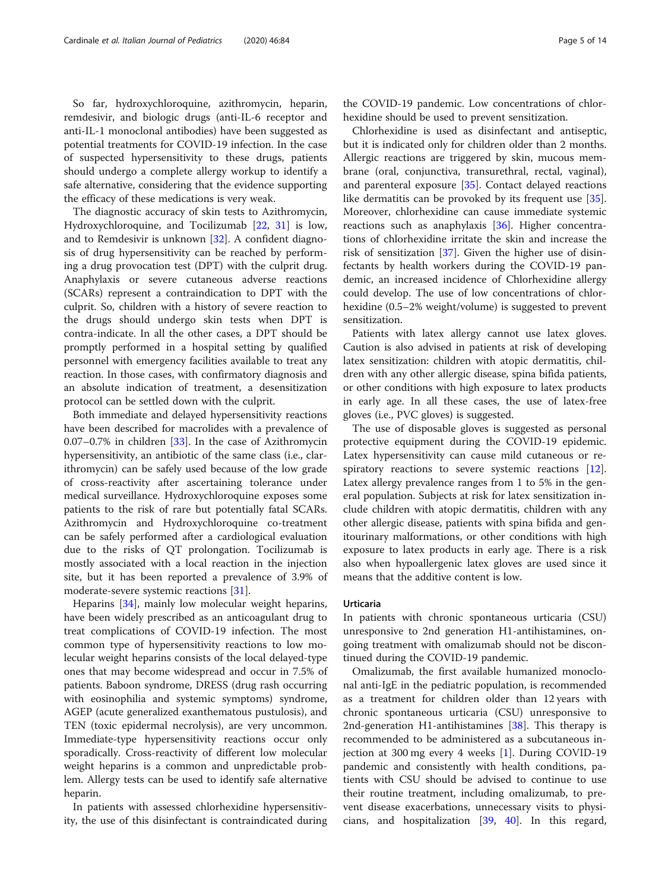So far, hydroxychloroquine, azithromycin, heparin, remdesivir, and biologic drugs (anti-IL-6 receptor and anti-IL-1 monoclonal antibodies) have been suggested as potential treatments for COVID-19 infection. In the case of suspected hypersensitivity to these drugs, patients should undergo a complete allergy workup to identify a safe alternative, considering that the evidence supporting the efficacy of these medications is very weak.

The diagnostic accuracy of skin tests to Azithromycin, Hydroxychloroquine, and Tocilizumab [22, 31] is low, and to Remdesivir is unknown [32]. A confident diagnosis of drug hypersensitivity can be reached by performing a drug provocation test (DPT) with the culprit drug. Anaphylaxis or severe cutaneous adverse reactions (SCARs) represent a contraindication to DPT with the culprit. So, children with a history of severe reaction to the drugs should undergo skin tests when DPT is contra-indicate. In all the other cases, a DPT should be promptly performed in a hospital setting by qualified personnel with emergency facilities available to treat any reaction. In those cases, with confirmatory diagnosis and an absolute indication of treatment, a desensitization protocol can be settled down with the culprit.

Both immediate and delayed hypersensitivity reactions have been described for macrolides with a prevalence of 0.07–0.7% in children [33]. In the case of Azithromycin hypersensitivity, an antibiotic of the same class (i.e., clarithromycin) can be safely used because of the low grade of cross-reactivity after ascertaining tolerance under medical surveillance. Hydroxychloroquine exposes some patients to the risk of rare but potentially fatal SCARs. Azithromycin and Hydroxychloroquine co-treatment can be safely performed after a cardiological evaluation due to the risks of QT prolongation. Tocilizumab is mostly associated with a local reaction in the injection site, but it has been reported a prevalence of 3.9% of moderate-severe systemic reactions [31].

Heparins [34], mainly low molecular weight heparins, have been widely prescribed as an anticoagulant drug to treat complications of COVID-19 infection. The most common type of hypersensitivity reactions to low molecular weight heparins consists of the local delayed-type ones that may become widespread and occur in 7.5% of patients. Baboon syndrome, DRESS (drug rash occurring with eosinophilia and systemic symptoms) syndrome, AGEP (acute generalized exanthematous pustulosis), and TEN (toxic epidermal necrolysis), are very uncommon. Immediate-type hypersensitivity reactions occur only sporadically. Cross-reactivity of different low molecular weight heparins is a common and unpredictable problem. Allergy tests can be used to identify safe alternative heparin.

In patients with assessed chlorhexidine hypersensitivity, the use of this disinfectant is contraindicated during the COVID-19 pandemic. Low concentrations of chlorhexidine should be used to prevent sensitization.

Chlorhexidine is used as disinfectant and antiseptic, but it is indicated only for children older than 2 months. Allergic reactions are triggered by skin, mucous membrane (oral, conjunctiva, transurethral, rectal, vaginal), and parenteral exposure [35]. Contact delayed reactions like dermatitis can be provoked by its frequent use [35]. Moreover, chlorhexidine can cause immediate systemic reactions such as anaphylaxis [36]. Higher concentrations of chlorhexidine irritate the skin and increase the risk of sensitization [37]. Given the higher use of disinfectants by health workers during the COVID-19 pandemic, an increased incidence of Chlorhexidine allergy could develop. The use of low concentrations of chlorhexidine (0.5–2% weight/volume) is suggested to prevent sensitization.

Patients with latex allergy cannot use latex gloves. Caution is also advised in patients at risk of developing latex sensitization: children with atopic dermatitis, children with any other allergic disease, spina bifida patients, or other conditions with high exposure to latex products in early age. In all these cases, the use of latex-free gloves (i.e., PVC gloves) is suggested.

The use of disposable gloves is suggested as personal protective equipment during the COVID-19 epidemic. Latex hypersensitivity can cause mild cutaneous or respiratory reactions to severe systemic reactions [12]. Latex allergy prevalence ranges from 1 to 5% in the general population. Subjects at risk for latex sensitization include children with atopic dermatitis, children with any other allergic disease, patients with spina bifida and genitourinary malformations, or other conditions with high exposure to latex products in early age. There is a risk also when hypoallergenic latex gloves are used since it means that the additive content is low.

## Urticaria

In patients with chronic spontaneous urticaria (CSU) unresponsive to 2nd generation H1-antihistamines, ongoing treatment with omalizumab should not be discontinued during the COVID-19 pandemic.

Omalizumab, the first available humanized monoclonal anti-IgE in the pediatric population, is recommended as a treatment for children older than 12 years with chronic spontaneous urticaria (CSU) unresponsive to 2nd-generation H1-antihistamines [38]. This therapy is recommended to be administered as a subcutaneous injection at 300 mg every 4 weeks [1]. During COVID-19 pandemic and consistently with health conditions, patients with CSU should be advised to continue to use their routine treatment, including omalizumab, to prevent disease exacerbations, unnecessary visits to physicians, and hospitalization [39, 40]. In this regard,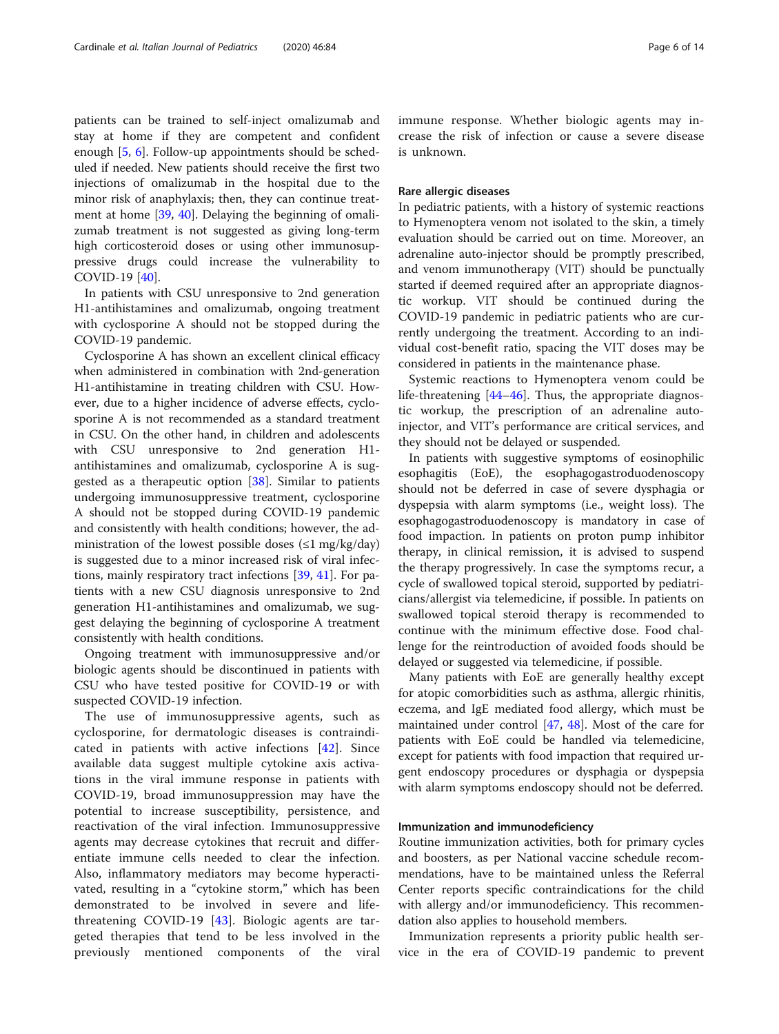patients can be trained to self-inject omalizumab and stay at home if they are competent and confident enough [5, 6]. Follow-up appointments should be scheduled if needed. New patients should receive the first two injections of omalizumab in the hospital due to the minor risk of anaphylaxis; then, they can continue treatment at home [39, 40]. Delaying the beginning of omalizumab treatment is not suggested as giving long-term high corticosteroid doses or using other immunosuppressive drugs could increase the vulnerability to COVID-19 [40].

In patients with CSU unresponsive to 2nd generation H1-antihistamines and omalizumab, ongoing treatment with cyclosporine A should not be stopped during the COVID-19 pandemic.

Cyclosporine A has shown an excellent clinical efficacy when administered in combination with 2nd-generation H1-antihistamine in treating children with CSU. However, due to a higher incidence of adverse effects, cyclosporine A is not recommended as a standard treatment in CSU. On the other hand, in children and adolescents with CSU unresponsive to 2nd generation H1-antihistamines and omalizumab, cyclosporine A is suggested as a therapeutic option [38]. Similar to patients undergoing immunosuppressive treatment, cyclosporine A should not be stopped during COVID-19 pandemic and consistently with health conditions; however, the administration of the lowest possible doses (≤1 mg/kg/day) is suggested due to a minor increased risk of viral infections, mainly respiratory tract infections [39, 41]. For patients with a new CSU diagnosis unresponsive to 2nd generation H1-antihistamines and omalizumab, we suggest delaying the beginning of cyclosporine A treatment consistently with health conditions.

Ongoing treatment with immunosuppressive and/or biologic agents should be discontinued in patients with CSU who have tested positive for COVID-19 or with suspected COVID-19 infection.

The use of immunosuppressive agents, such as cyclosporine, for dermatologic diseases is contraindicated in patients with active infections [42]. Since available data suggest multiple cytokine axis activations in the viral immune response in patients with COVID-19, broad immunosuppression may have the potential to increase susceptibility, persistence, and reactivation of the viral infection. Immunosuppressive agents may decrease cytokines that recruit and differentiate immune cells needed to clear the infection. Also, inflammatory mediators may become hyperactivated, resulting in a "cytokine storm," which has been demonstrated to be involved in severe and life-threatening COVID-19 [43]. Biologic agents are targeted therapies that tend to be less involved in the previously mentioned components of the viral immune response. Whether biologic agents may increase the risk of infection or cause a severe disease is unknown.

### Rare allergic diseases

In pediatric patients, with a history of systemic reactions to Hymenoptera venom not isolated to the skin, a timely evaluation should be carried out on time. Moreover, an adrenaline auto-injector should be promptly prescribed, and venom immunotherapy (VIT) should be punctually started if deemed required after an appropriate diagnostic workup. VIT should be continued during the COVID-19 pandemic in pediatric patients who are currently undergoing the treatment. According to an individual cost-benefit ratio, spacing the VIT doses may be considered in patients in the maintenance phase.

Systemic reactions to Hymenoptera venom could be life-threatening [44–46]. Thus, the appropriate diagnostic workup, the prescription of an adrenaline auto-injector, and VIT's performance are critical services, and they should not be delayed or suspended.

In patients with suggestive symptoms of eosinophilic esophagitis (EoE), the esophagogastroduodenoscopy should not be deferred in case of severe dysphagia or dyspepsia with alarm symptoms (i.e., weight loss). The esophagogastroduodenoscopy is mandatory in case of food impaction. In patients on proton pump inhibitor therapy, in clinical remission, it is advised to suspend the therapy progressively. In case the symptoms recur, a cycle of swallowed topical steroid, supported by pediatricians/allergist via telemedicine, if possible. In patients on swallowed topical steroid therapy is recommended to continue with the minimum effective dose. Food challenge for the reintroduction of avoided foods should be delayed or suggested via telemedicine, if possible.

Many patients with EoE are generally healthy except for atopic comorbidities such as asthma, allergic rhinitis, eczema, and IgE mediated food allergy, which must be maintained under control [47, 48]. Most of the care for patients with EoE could be handled via telemedicine, except for patients with food impaction that required urgent endoscopy procedures or dysphagia or dyspepsia with alarm symptoms endoscopy should not be deferred.

### Immunization and immunodeficiency

Routine immunization activities, both for primary cycles and boosters, as per National vaccine schedule recommendations, have to be maintained unless the Referral Center reports specific contraindications for the child with allergy and/or immunodeficiency. This recommendation also applies to household members.

Immunization represents a priority public health service in the era of COVID-19 pandemic to prevent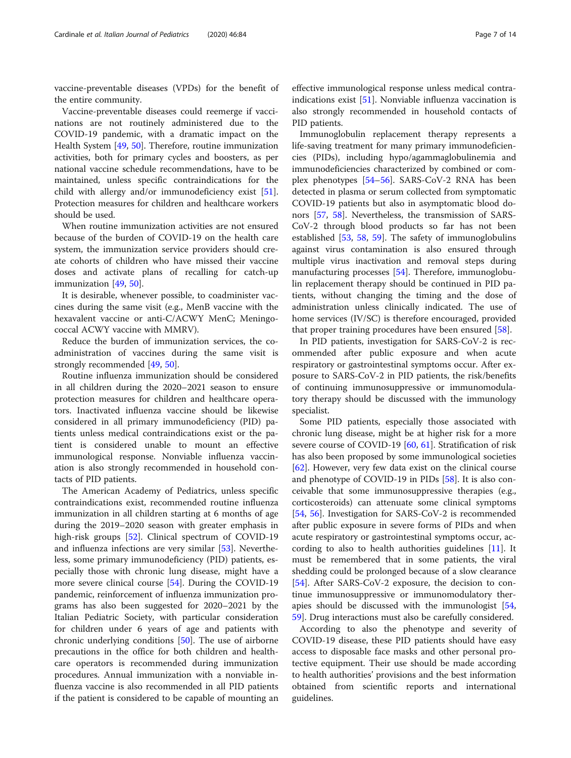vaccine-preventable diseases (VPDs) for the benefit of the entire community.

Vaccine-preventable diseases could reemerge if vaccinations are not routinely administered due to the COVID-19 pandemic, with a dramatic impact on the Health System [49, 50]. Therefore, routine immunization activities, both for primary cycles and boosters, as per national vaccine schedule recommendations, have to be maintained, unless specific contraindications for the child with allergy and/or immunodeficiency exist [51]. Protection measures for children and healthcare workers should be used.

When routine immunization activities are not ensured because of the burden of COVID-19 on the health care system, the immunization service providers should create cohorts of children who have missed their vaccine doses and activate plans of recalling for catch-up immunization [49, 50].

It is desirable, whenever possible, to coadminister vaccines during the same visit (e.g., MenB vaccine with the hexavalent vaccine or anti-C/ACWY MenC; Meningococcal ACWY vaccine with MMRV).

Reduce the burden of immunization services, the coadministration of vaccines during the same visit is strongly recommended [49, 50].

Routine influenza immunization should be considered in all children during the 2020–2021 season to ensure protection measures for children and healthcare operators. Inactivated influenza vaccine should be likewise considered in all primary immunodeficiency (PID) patients unless medical contraindications exist or the patient is considered unable to mount an effective immunological response. Nonviable influenza vaccination is also strongly recommended in household contacts of PID patients.

The American Academy of Pediatrics, unless specific contraindications exist, recommended routine influenza immunization in all children starting at 6 months of age during the 2019–2020 season with greater emphasis in high-risk groups [52]. Clinical spectrum of COVID-19 and influenza infections are very similar [53]. Nevertheless, some primary immunodeficiency (PID) patients, especially those with chronic lung disease, might have a more severe clinical course [54]. During the COVID-19 pandemic, reinforcement of influenza immunization programs has also been suggested for 2020–2021 by the Italian Pediatric Society, with particular consideration for children under 6 years of age and patients with chronic underlying conditions [50]. The use of airborne precautions in the office for both children and healthcare operators is recommended during immunization procedures. Annual immunization with a nonviable influenza vaccine is also recommended in all PID patients if the patient is considered to be capable of mounting an effective immunological response unless medical contraindications exist [51]. Nonviable influenza vaccination is also strongly recommended in household contacts of PID patients.

Immunoglobulin replacement therapy represents a life-saving treatment for many primary immunodeficiencies (PIDs), including hypo/agammaglobulinemia and immunodeficiencies characterized by combined or complex phenotypes [54–56]. SARS-CoV-2 RNA has been detected in plasma or serum collected from symptomatic COVID-19 patients but also in asymptomatic blood donors [57, 58]. Nevertheless, the transmission of SARS-CoV-2 through blood products so far has not been established [53, 58, 59]. The safety of immunoglobulins against virus contamination is also ensured through multiple virus inactivation and removal steps during manufacturing processes [54]. Therefore, immunoglobulin replacement therapy should be continued in PID patients, without changing the timing and the dose of administration unless clinically indicated. The use of home services (IV/SC) is therefore encouraged, provided that proper training procedures have been ensured [58].

In PID patients, investigation for SARS-CoV-2 is recommended after public exposure and when acute respiratory or gastrointestinal symptoms occur. After exposure to SARS-CoV-2 in PID patients, the risk/benefits of continuing immunosuppressive or immunomodulatory therapy should be discussed with the immunology specialist.

Some PID patients, especially those associated with chronic lung disease, might be at higher risk for a more severe course of COVID-19 [60, 61]. Stratification of risk has also been proposed by some immunological societies [62]. However, very few data exist on the clinical course and phenotype of COVID-19 in PIDs [58]. It is also conceivable that some immunosuppressive therapies (e.g., corticosteroids) can attenuate some clinical symptoms [54, 56]. Investigation for SARS-CoV-2 is recommended after public exposure in severe forms of PIDs and when acute respiratory or gastrointestinal symptoms occur, according to also to health authorities guidelines [11]. It must be remembered that in some patients, the viral shedding could be prolonged because of a slow clearance [54]. After SARS-CoV-2 exposure, the decision to continue immunosuppressive or immunomodulatory therapies should be discussed with the immunologist [54, 59]. Drug interactions must also be carefully considered.

According to also the phenotype and severity of COVID-19 disease, these PID patients should have easy access to disposable face masks and other personal protective equipment. Their use should be made according to health authorities' provisions and the best information obtained from scientific reports and international guidelines.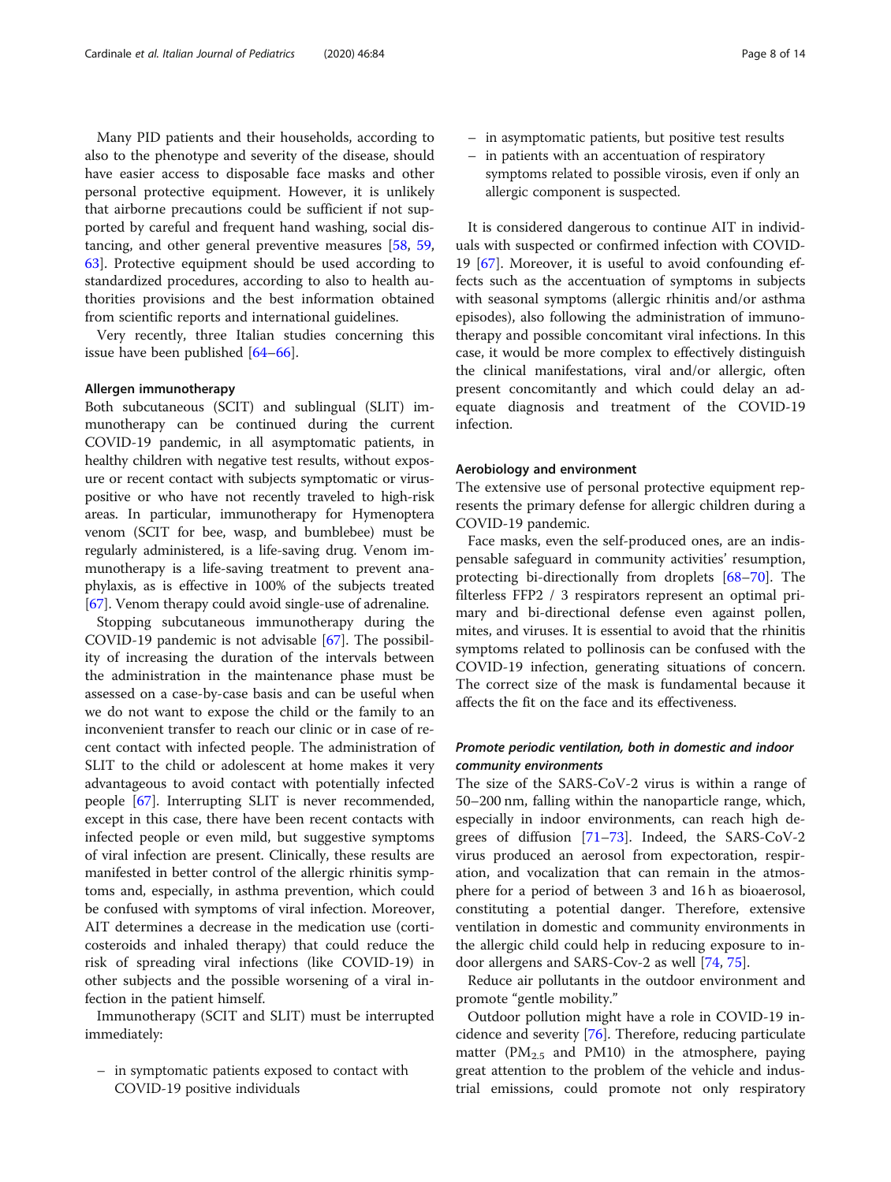Many PID patients and their households, according to also to the phenotype and severity of the disease, should have easier access to disposable face masks and other personal protective equipment. However, it is unlikely that airborne precautions could be sufficient if not supported by careful and frequent hand washing, social distancing, and other general preventive measures [58, 59, 63]. Protective equipment should be used according to standardized procedures, according to also to health authorities provisions and the best information obtained from scientific reports and international guidelines.

Very recently, three Italian studies concerning this issue have been published [64–66].

#### Allergen immunotherapy

Both subcutaneous (SCIT) and sublingual (SLIT) immunotherapy can be continued during the current COVID-19 pandemic, in all asymptomatic patients, in healthy children with negative test results, without exposure or recent contact with subjects symptomatic or virus-positive or who have not recently traveled to high-risk areas. In particular, immunotherapy for Hymenoptera venom (SCIT for bee, wasp, and bumblebee) must be regularly administered, is a life-saving drug. Venom immunotherapy is a life-saving treatment to prevent anaphylaxis, as is effective in 100% of the subjects treated [67]. Venom therapy could avoid single-use of adrenaline.

Stopping subcutaneous immunotherapy during the COVID-19 pandemic is not advisable [67]. The possibility of increasing the duration of the intervals between the administration in the maintenance phase must be assessed on a case-by-case basis and can be useful when we do not want to expose the child or the family to an inconvenient transfer to reach our clinic or in case of recent contact with infected people. The administration of SLIT to the child or adolescent at home makes it very advantageous to avoid contact with potentially infected people [67]. Interrupting SLIT is never recommended, except in this case, there have been recent contacts with infected people or even mild, but suggestive symptoms of viral infection are present. Clinically, these results are manifested in better control of the allergic rhinitis symptoms and, especially, in asthma prevention, which could be confused with symptoms of viral infection. Moreover, AIT determines a decrease in the medication use (corticosteroids and inhaled therapy) that could reduce the risk of spreading viral infections (like COVID-19) in other subjects and the possible worsening of a viral infection in the patient himself.

Immunotherapy (SCIT and SLIT) must be interrupted immediately:

- in symptomatic patients exposed to contact with COVID-19 positive individuals
- in asymptomatic patients, but positive test results
- in patients with an accentuation of respiratory symptoms related to possible virosis, even if only an allergic component is suspected.

It is considered dangerous to continue AIT in individuals with suspected or confirmed infection with COVID-19 [67]. Moreover, it is useful to avoid confounding effects such as the accentuation of symptoms in subjects with seasonal symptoms (allergic rhinitis and/or asthma episodes), also following the administration of immunotherapy and possible concomitant viral infections. In this case, it would be more complex to effectively distinguish the clinical manifestations, viral and/or allergic, often present concomitantly and which could delay an adequate diagnosis and treatment of the COVID-19 infection.

#### Aerobiology and environment

The extensive use of personal protective equipment represents the primary defense for allergic children during a COVID-19 pandemic.

Face masks, even the self-produced ones, are an indispensable safeguard in community activities' resumption, protecting bi-directionally from droplets [68–70]. The filterless FFP2 / 3 respirators represent an optimal primary and bi-directional defense even against pollen, mites, and viruses. It is essential to avoid that the rhinitis symptoms related to pollinosis can be confused with the COVID-19 infection, generating situations of concern. The correct size of the mask is fundamental because it affects the fit on the face and its effectiveness.

##### *Promote periodic ventilation, both in domestic and indoor community environments*

The size of the SARS-CoV-2 virus is within a range of 50–200 nm, falling within the nanoparticle range, which, especially in indoor environments, can reach high degrees of diffusion [71–73]. Indeed, the SARS-CoV-2 virus produced an aerosol from expectoration, respiration, and vocalization that can remain in the atmosphere for a period of between 3 and 16 h as bioaerosol, constituting a potential danger. Therefore, extensive ventilation in domestic and community environments in the allergic child could help in reducing exposure to indoor allergens and SARS-Cov-2 as well [74, 75].

Reduce air pollutants in the outdoor environment and promote "gentle mobility."

Outdoor pollution might have a role in COVID-19 incidence and severity [76]. Therefore, reducing particulate matter ($PM_{2.5}$ and PM10) in the atmosphere, paying great attention to the problem of the vehicle and industrial emissions, could promote not only respiratory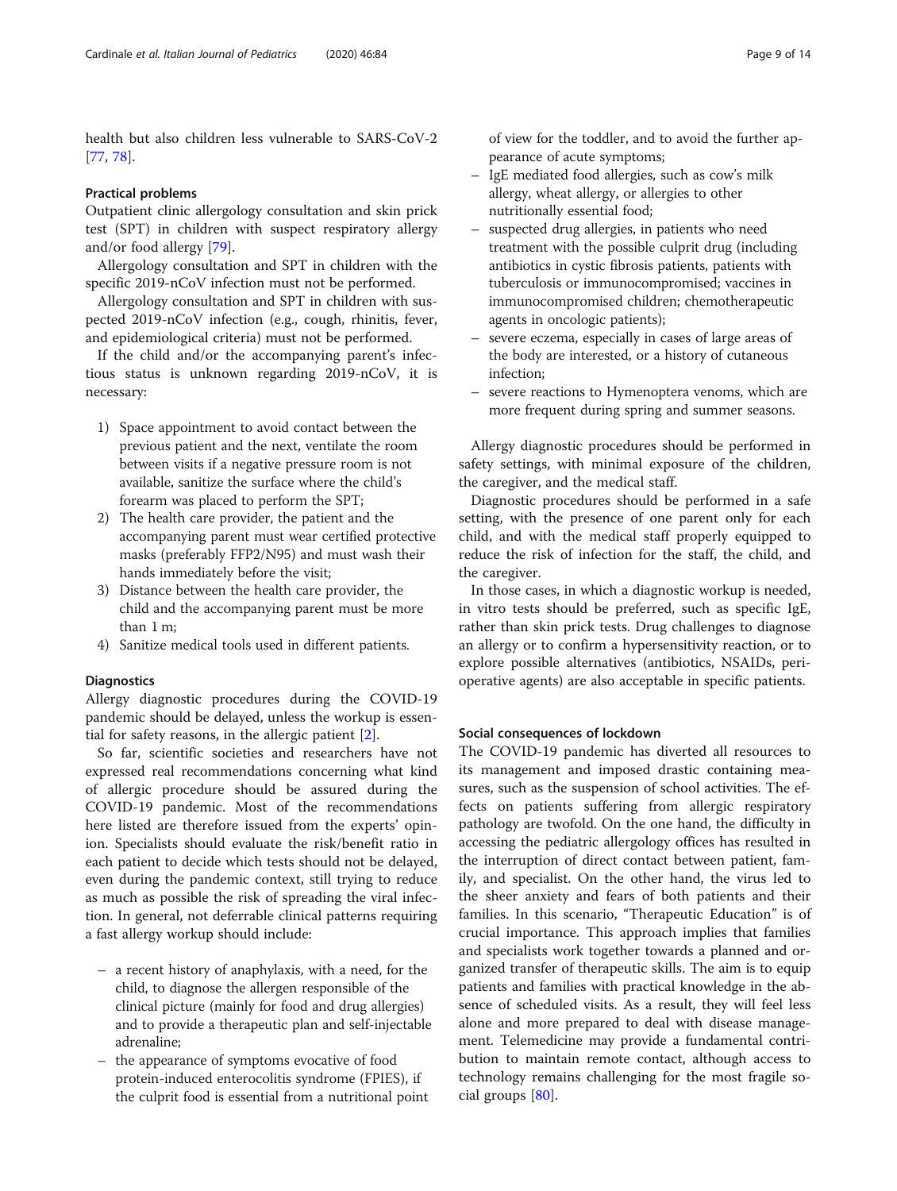health but also children less vulnerable to SARS-CoV-2 [77, 78].

### Practical problems

Outpatient clinic allergology consultation and skin prick test (SPT) in children with suspect respiratory allergy and/or food allergy [79].

Allergology consultation and SPT in children with the specific 2019-nCoV infection must not be performed.

Allergology consultation and SPT in children with suspected 2019-nCoV infection (e.g., cough, rhinitis, fever, and epidemiological criteria) must not be performed.

If the child and/or the accompanying parent's infectious status is unknown regarding 2019-nCoV, it is necessary:

1) Space appointment to avoid contact between the previous patient and the next, ventilate the room between visits if a negative pressure room is not available, sanitize the surface where the child's forearm was placed to perform the SPT;
2) The health care provider, the patient and the accompanying parent must wear certified protective masks (preferably FFP2/N95) and must wash their hands immediately before the visit;
3) Distance between the health care provider, the child and the accompanying parent must be more than 1 m;
4) Sanitize medical tools used in different patients.

### Diagnostics

Allergy diagnostic procedures during the COVID-19 pandemic should be delayed, unless the workup is essential for safety reasons, in the allergic patient [2].

So far, scientific societies and researchers have not expressed real recommendations concerning what kind of allergic procedure should be assured during the COVID-19 pandemic. Most of the recommendations here listed are therefore issued from the experts' opinion. Specialists should evaluate the risk/benefit ratio in each patient to decide which tests should not be delayed, even during the pandemic context, still trying to reduce as much as possible the risk of spreading the viral infection. In general, not deferrable clinical patterns requiring a fast allergy workup should include:

- a recent history of anaphylaxis, with a need, for the child, to diagnose the allergen responsible of the clinical picture (mainly for food and drug allergies) and to provide a therapeutic plan and self-injectable adrenaline;
- the appearance of symptoms evocative of food protein-induced enterocolitis syndrome (FPIES), if the culprit food is essential from a nutritional point of view for the toddler, and to avoid the further appearance of acute symptoms;
- IgE mediated food allergies, such as cow's milk allergy, wheat allergy, or allergies to other nutritionally essential food;
- suspected drug allergies, in patients who need treatment with the possible culprit drug (including antibiotics in cystic fibrosis patients, patients with tuberculosis or immunocompromised; vaccines in immunocompromised children; chemotherapeutic agents in oncologic patients);
- severe eczema, especially in cases of large areas of the body are interested, or a history of cutaneous infection;
- severe reactions to Hymenoptera venoms, which are more frequent during spring and summer seasons.

Allergy diagnostic procedures should be performed in safety settings, with minimal exposure of the children, the caregiver, and the medical staff.

Diagnostic procedures should be performed in a safe setting, with the presence of one parent only for each child, and with the medical staff properly equipped to reduce the risk of infection for the staff, the child, and the caregiver.

In those cases, in which a diagnostic workup is needed, in vitro tests should be preferred, such as specific IgE, rather than skin prick tests. Drug challenges to diagnose an allergy or to confirm a hypersensitivity reaction, or to explore possible alternatives (antibiotics, NSAIDs, peri-operative agents) are also acceptable in specific patients.

### Social consequences of lockdown

The COVID-19 pandemic has diverted all resources to its management and imposed drastic containing measures, such as the suspension of school activities. The effects on patients suffering from allergic respiratory pathology are twofold. On the one hand, the difficulty in accessing the pediatric allergology offices has resulted in the interruption of direct contact between patient, family, and specialist. On the other hand, the virus led to the sheer anxiety and fears of both patients and their families. In this scenario, "Therapeutic Education" is of crucial importance. This approach implies that families and specialists work together towards a planned and organized transfer of therapeutic skills. The aim is to equip patients and families with practical knowledge in the absence of scheduled visits. As a result, they will feel less alone and more prepared to deal with disease management. Telemedicine may provide a fundamental contribution to maintain remote contact, although access to technology remains challenging for the most fragile social groups [80].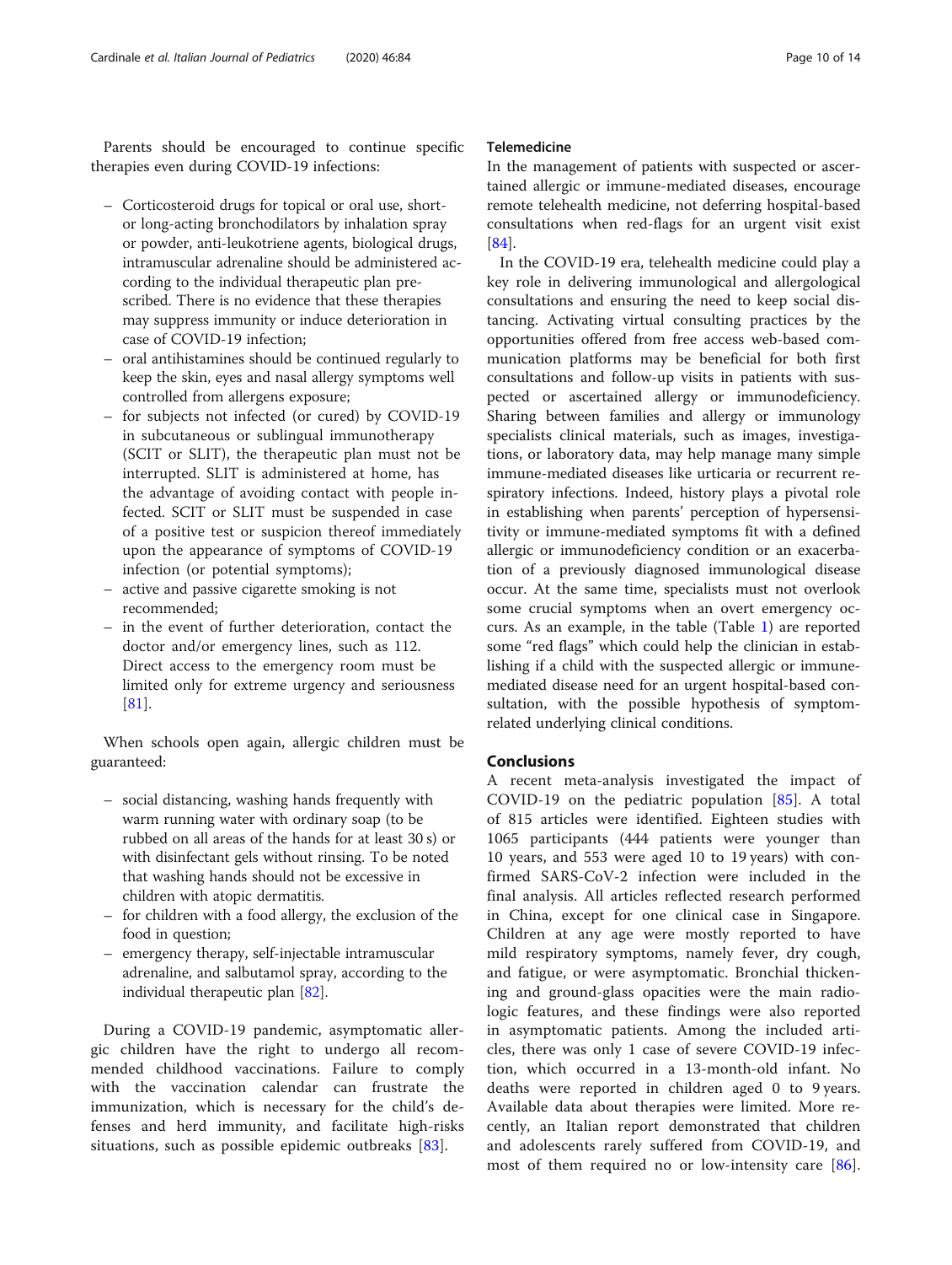Parents should be encouraged to continue specific therapies even during COVID-19 infections:

- Corticosteroid drugs for topical or oral use, short- or long-acting bronchodilators by inhalation spray or powder, anti-leukotriene agents, biological drugs, intramuscular adrenaline should be administered according to the individual therapeutic plan prescribed. There is no evidence that these therapies may suppress immunity or induce deterioration in case of COVID-19 infection;
- oral antihistamines should be continued regularly to keep the skin, eyes and nasal allergy symptoms well controlled from allergens exposure;
- for subjects not infected (or cured) by COVID-19 in subcutaneous or sublingual immunotherapy (SCIT or SLIT), the therapeutic plan must not be interrupted. SLIT is administered at home, has the advantage of avoiding contact with people infected. SCIT or SLIT must be suspended in case of a positive test or suspicion thereof immediately upon the appearance of symptoms of COVID-19 infection (or potential symptoms);
- active and passive cigarette smoking is not recommended;
- in the event of further deterioration, contact the doctor and/or emergency lines, such as 112. Direct access to the emergency room must be limited only for extreme urgency and seriousness [81].

When schools open again, allergic children must be guaranteed:

- social distancing, washing hands frequently with warm running water with ordinary soap (to be rubbed on all areas of the hands for at least 30 s) or with disinfectant gels without rinsing. To be noted that washing hands should not be excessive in children with atopic dermatitis.
- for children with a food allergy, the exclusion of the food in question;
- emergency therapy, self-injectable intramuscular adrenaline, and salbutamol spray, according to the individual therapeutic plan [82].

During a COVID-19 pandemic, asymptomatic allergic children have the right to undergo all recommended childhood vaccinations. Failure to comply with the vaccination calendar can frustrate the immunization, which is necessary for the child's defenses and herd immunity, and facilitate high-risks situations, such as possible epidemic outbreaks [83].

### Telemedicine

In the management of patients with suspected or ascertained allergic or immune-mediated diseases, encourage remote telehealth medicine, not deferring hospital-based consultations when red-flags for an urgent visit exist [84].

In the COVID-19 era, telehealth medicine could play a key role in delivering immunological and allergological consultations and ensuring the need to keep social distancing. Activating virtual consulting practices by the opportunities offered from free access web-based communication platforms may be beneficial for both first consultations and follow-up visits in patients with suspected or ascertained allergy or immunodeficiency. Sharing between families and allergy or immunology specialists clinical materials, such as images, investigations, or laboratory data, may help manage many simple immune-mediated diseases like urticaria or recurrent respiratory infections. Indeed, history plays a pivotal role in establishing when parents' perception of hypersensitivity or immune-mediated symptoms fit with a defined allergic or immunodeficiency condition or an exacerbation of a previously diagnosed immunological disease occur. At the same time, specialists must not overlook some crucial symptoms when an overt emergency occurs. As an example, in the table (Table 1) are reported some "red flags" which could help the clinician in establishing if a child with the suspected allergic or immune-mediated disease need for an urgent hospital-based consultation, with the possible hypothesis of symptom-related underlying clinical conditions.

## Conclusions

A recent meta-analysis investigated the impact of COVID-19 on the pediatric population [85]. A total of 815 articles were identified. Eighteen studies with 1065 participants (444 patients were younger than 10 years, and 553 were aged 10 to 19 years) with confirmed SARS-CoV-2 infection were included in the final analysis. All articles reflected research performed in China, except for one clinical case in Singapore. Children at any age were mostly reported to have mild respiratory symptoms, namely fever, dry cough, and fatigue, or were asymptomatic. Bronchial thickening and ground-glass opacities were the main radiologic features, and these findings were also reported in asymptomatic patients. Among the included articles, there was only 1 case of severe COVID-19 infection, which occurred in a 13-month-old infant. No deaths were reported in children aged 0 to 9 years. Available data about therapies were limited. More recently, an Italian report demonstrated that children and adolescents rarely suffered from COVID-19, and most of them required no or low-intensity care [86].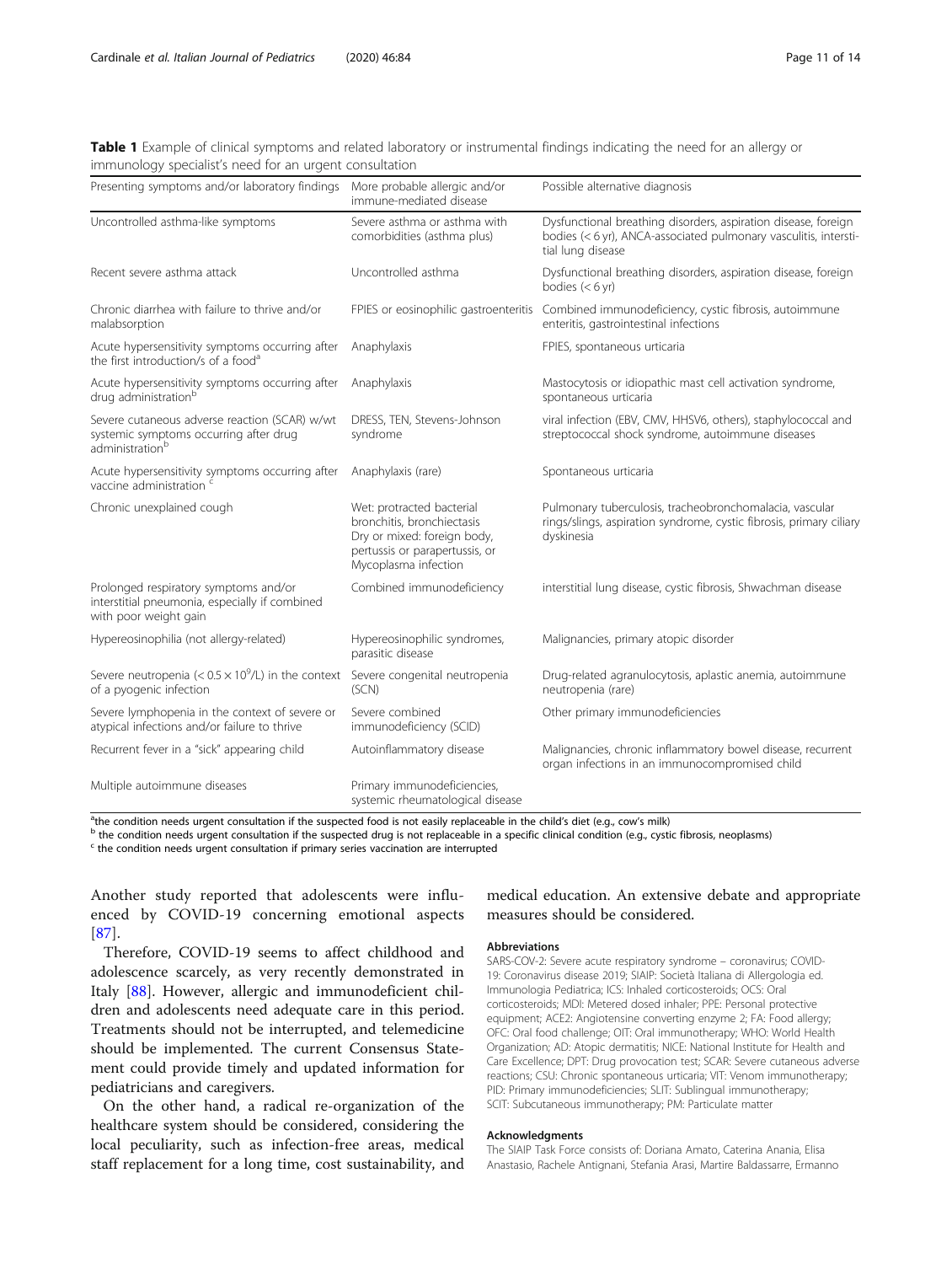**Table 1** Example of clinical symptoms and related laboratory or instrumental findings indicating the need for an allergy or immunology specialist's need for an urgent consultation

| Presenting symptoms and/or laboratory findings | More probable allergic and/or immune-mediated disease | Possible alternative diagnosis |
| --- | --- | --- |
| Uncontrolled asthma-like symptoms | Severe asthma or asthma with comorbidities (asthma plus) | Dysfunctional breathing disorders, aspiration disease, foreign bodies (< 6 yr), ANCA-associated pulmonary vasculitis, interstitial lung disease |
| Recent severe asthma attack | Uncontrolled asthma | Dysfunctional breathing disorders, aspiration disease, foreign bodies (< 6 yr) |
| Chronic diarrhea with failure to thrive and/or malabsorption | FPIES or eosinophilic gastroenteritis | Combined immunodeficiency, cystic fibrosis, autoimmune enteritis, gastrointestinal infections |
| Acute hypersensitivity symptoms occurring after the first introduction/s of a food[a] | Anaphylaxis | FPIES, spontaneous urticaria |
| Acute hypersensitivity symptoms occurring after drug administration[b] | Anaphylaxis | Mastocytosis or idiopathic mast cell activation syndrome, spontaneous urticaria |
| Severe cutaneous adverse reaction (SCAR) w/wt systemic symptoms occurring after drug administration[b] | DRESS, TEN, Stevens-Johnson syndrome | viral infection (EBV, CMV, HHSV6, others), staphylococcal and streptococcal shock syndrome, autoimmune diseases |
| Acute hypersensitivity symptoms occurring after vaccine administration [c] | Anaphylaxis (rare) | Spontaneous urticaria |
| Chronic unexplained cough | Wet: protracted bacterial bronchitis, bronchiectasis<br>Dry or mixed: foreign body, pertussis or parapertussis, or Mycoplasma infection | Pulmonary tuberculosis, tracheobronchomalacia, vascular rings/slings, aspiration syndrome, cystic fibrosis, primary ciliary dyskinesia |
| Prolonged respiratory symptoms and/or interstitial pneumonia, especially if combined with poor weight gain | Combined immunodeficiency | interstitial lung disease, cystic fibrosis, Shwachman disease |
| Hypereosinophilia (not allergy-related) | Hypereosinophilic syndromes, parasitic disease | Malignancies, primary atopic disorder |
| Severe neutropenia ($< 0.5 \times 10^9$/L) in the context of a pyogenic infection | Severe congenital neutropenia (SCN) | Drug-related agranulocytosis, aplastic anemia, autoimmune neutropenia (rare) |
| Severe lymphopenia in the context of severe or atypical infections and/or failure to thrive | Severe combined immunodeficiency (SCID) | Other primary immunodeficiencies |
| Recurrent fever in a "sick" appearing child | Autoinflammatory disease | Malignancies, chronic inflammatory bowel disease, recurrent organ infections in an immunocompromised child |
| Multiple autoimmune diseases | Primary immunodeficiencies, systemic rheumatological disease | |

[a] the condition needs urgent consultation if the suspected food is not easily replaceable in the child's diet (e.g., cow's milk)
[b] the condition needs urgent consultation if the suspected drug is not replaceable in a specific clinical condition (e.g., cystic fibrosis, neoplasms)
[c] the condition needs urgent consultation if primary series vaccination are interrupted

Another study reported that adolescents were influenced by COVID-19 concerning emotional aspects [87].

Therefore, COVID-19 seems to affect childhood and adolescence scarcely, as very recently demonstrated in Italy [88]. However, allergic and immunodeficient children and adolescents need adequate care in this period. Treatments should not be interrupted, and telemedicine should be implemented. The current Consensus Statement could provide timely and updated information for pediatricians and caregivers.

On the other hand, a radical re-organization of the healthcare system should be considered, considering the local peculiarity, such as infection-free areas, medical staff replacement for a long time, cost sustainability, and medical education. An extensive debate and appropriate measures should be considered.

#### Abbreviations

SARS-COV-2: Severe acute respiratory syndrome – coronavirus; COVID-19: Coronavirus disease 2019; SIAIP: Società Italiana di Allergologia ed. Immunologia Pediatrica; ICS: Inhaled corticosteroids; OCS: Oral corticosteroids; MDI: Metered dosed inhaler; PPE: Personal protective equipment; ACE2: Angiotensine converting enzyme 2; FA: Food allergy; OFC: Oral food challenge; OIT: Oral immunotherapy; WHO: World Health Organization; AD: Atopic dermatitis; NICE: National Institute for Health and Care Excellence; DPT: Drug provocation test; SCAR: Severe cutaneous adverse reactions; CSU: Chronic spontaneous urticaria; VIT: Venom immunotherapy; PID: Primary immunodeficiencies; SLIT: Sublingual immunotherapy; SCIT: Subcutaneous immunotherapy; PM: Particulate matter

#### Acknowledgments

The SIAIP Task Force consists of: Doriana Amato, Caterina Anania, Elisa Anastasio, Rachele Antignani, Stefania Arasi, Martire Baldassarre, Ermanno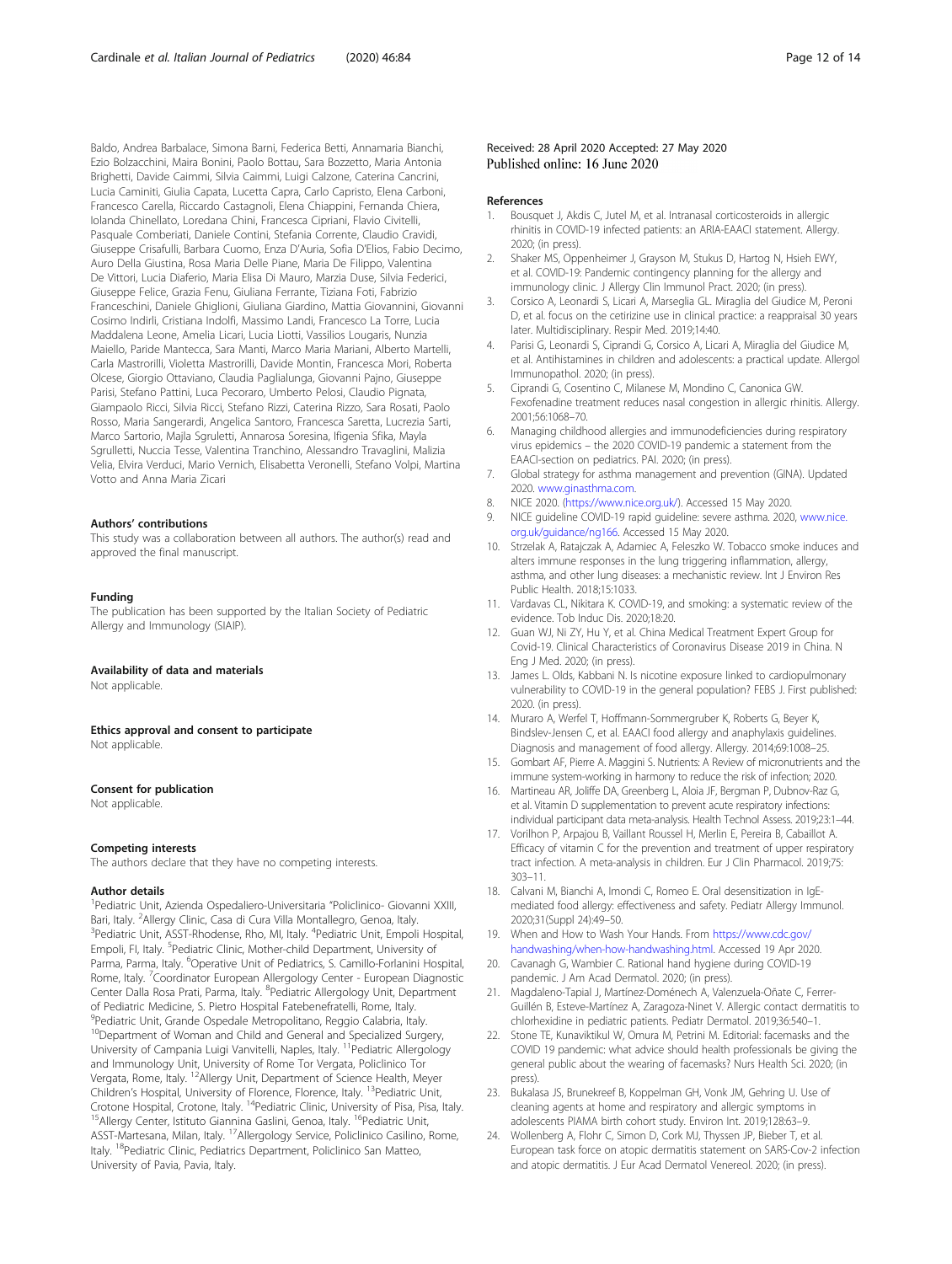Baldo, Andrea Barbalace, Simona Barni, Federica Betti, Annamaria Bianchi, Ezio Bolzacchini, Maira Bonini, Paolo Bottau, Sara Bozzetto, Maria Antonia Brighetti, Davide Caimmi, Silvia Caimmi, Luigi Calzone, Caterina Cancrini, Lucia Caminiti, Giulia Capata, Lucetta Capra, Carlo Capristo, Elena Carboni, Francesco Carella, Riccardo Castagnoli, Elena Chiappini, Fernanda Chiera, Iolanda Chinellato, Loredana Chini, Francesca Cipriani, Flavio Civitelli, Pasquale Comberiati, Daniele Contini, Stefania Corrente, Claudio Cravidi, Giuseppe Crisafulli, Barbara Cuomo, Enza D'Auria, Sofia D'Elios, Fabio Decimo, Auro Della Giustina, Rosa Maria Delle Piane, Maria De Filippo, Valentina De Vittori, Lucia Diaferio, Maria Elisa Di Mauro, Marzia Duse, Silvia Federici, Giuseppe Felice, Grazia Fenu, Giuliana Ferrante, Tiziana Foti, Fabrizio Franceschini, Daniele Ghiglioni, Giuliana Giardino, Mattia Giovannini, Giovanni Cosimo Indirli, Cristiana Indolfi, Massimo Landi, Francesco La Torre, Lucia Maddalena Leone, Amelia Licari, Lucia Liotti, Vassilios Lougaris, Nunzia Maiello, Paride Mantecca, Sara Manti, Marco Maria Mariani, Alberto Martelli, Carla Mastrorilli, Violetta Mastrorilli, Davide Montin, Francesca Mori, Roberta Olcese, Giorgio Ottaviano, Claudia Paglialunga, Giovanni Pajno, Giuseppe Parisi, Stefano Pattini, Luca Pecoraro, Umberto Pelosi, Claudio Pignata, Giampaolo Ricci, Silvia Ricci, Stefano Rizzi, Caterina Rizzo, Sara Rosati, Paolo Rosso, Maria Sangerardi, Angelica Santoro, Francesca Saretta, Lucrezia Sarti, Marco Sartorio, Majla Sgrulletti, Annarosa Soresina, Ifigenia Sfika, Mayla Sgrulletti, Nuccia Tesse, Valentina Tranchino, Alessandro Travaglini, Malizia Velia, Elvira Verduci, Mario Vernich, Elisabetta Veronelli, Stefano Volpi, Martina Votto and Anna Maria Zicari

### Authors' contributions

This study was a collaboration between all authors. The author(s) read and approved the final manuscript.

### Funding

The publication has been supported by the Italian Society of Pediatric Allergy and Immunology (SIAIP).

### Availability of data and materials

Not applicable.

### Ethics approval and consent to participate

Not applicable.

### Consent for publication

Not applicable.

### Competing interests

The authors declare that they have no competing interests.

### Author details

[1]Pediatric Unit, Azienda Ospedaliero-Universitaria "Policlinico- Giovanni XXIII, Bari, Italy. [2]Allergy Clinic, Casa di Cura Villa Montallegro, Genoa, Italy. [3]Pediatric Unit, ASST-Rhodense, Rho, MI, Italy. [4]Pediatric Unit, Empoli Hospital, Empoli, FI, Italy. [5]Pediatric Clinic, Mother-child Department, University of Parma, Parma, Italy. [6]Operative Unit of Pediatrics, S. Camillo-Forlanini Hospital, Rome, Italy. [7]Coordinator European Allergology Center - European Diagnostic Center Dalla Rosa Prati, Parma, Italy. [8]Pediatric Allergology Unit, Department of Pediatric Medicine, S. Pietro Hospital Fatebenefratelli, Rome, Italy. [9]Pediatric Unit, Grande Ospedale Metropolitano, Reggio Calabria, Italy. [10]Department of Woman and Child and General and Specialized Surgery, University of Campania Luigi Vanvitelli, Naples, Italy. [11]Pediatric Allergology and Immunology Unit, University of Rome Tor Vergata, Policlinico Tor Vergata, Rome, Italy. [12]Allergy Unit, Department of Science Health, Meyer Children's Hospital, University of Florence, Florence, Italy. [13]Pediatric Unit, Crotone Hospital, Crotone, Italy. [14]Pediatric Clinic, University of Pisa, Pisa, Italy. [15]Allergy Center, Istituto Giannina Gaslini, Genoa, Italy. [16]Pediatric Unit, ASST-Martesana, Milan, Italy. [17]Allergology Service, Policlinico Casilino, Rome, Italy. [18]Pediatric Clinic, Pediatrics Department, Policlinico San Matteo, University of Pavia, Pavia, Italy.

Received: 28 April 2020 Accepted: 27 May 2020
Published online: 16 June 2020

### References

1. Bousquet J, Akdis C, Jutel M, et al. Intranasal corticosteroids in allergic rhinitis in COVID-19 infected patients: an ARIA-EAACI statement. Allergy. 2020; (in press).
2. Shaker MS, Oppenheimer J, Grayson M, Stukus D, Hartog N, Hsieh EWY, et al. COVID-19: Pandemic contingency planning for the allergy and immunology clinic. J Allergy Clin Immunol Pract. 2020; (in press).
3. Corsico A, Leonardi S, Licari A, Marseglia GL. Miraglia del Giudice M, Peroni D, et al. focus on the cetirizine use in clinical practice: a reappraisal 30 years later. Multidisciplinary. Respir Med. 2019;14:40.
4. Parisi G, Leonardi S, Ciprandi G, Corsico A, Licari A, Miraglia del Giudice M, et al. Antihistamines in children and adolescents: a practical update. Allergol Immunopathol. 2020; (in press).
5. Ciprandi G, Cosentino C, Milanese M, Mondino C, Canonica GW. Fexofenadine treatment reduces nasal congestion in allergic rhinitis. Allergy. 2001;56:1068–70.
6. Managing childhood allergies and immunodeficiencies during respiratory virus epidemics – the 2020 COVID-19 pandemic a statement from the EAACI-section on pediatrics. PAI. 2020; (in press).
7. Global strategy for asthma management and prevention (GINA). Updated 2020. www.ginasthma.com.
8. NICE 2020. (https://www.nice.org.uk/). Accessed 15 May 2020.
9. NICE guideline COVID-19 rapid guideline: severe asthma. 2020, www.nice.org.uk/guidance/ng166. Accessed 15 May 2020.
10. Strzelak A, Ratajczak A, Adamiec A, Feleszko W. Tobacco smoke induces and alters immune responses in the lung triggering inflammation, allergy, asthma, and other lung diseases: a mechanistic review. Int J Environ Res Public Health. 2018;15:1033.
11. Vardavas CL, Nikitara K. COVID-19, and smoking: a systematic review of the evidence. Tob Induc Dis. 2020;18:20.
12. Guan WJ, Ni ZY, Hu Y, et al. China Medical Treatment Expert Group for Covid-19. Clinical Characteristics of Coronavirus Disease 2019 in China. N Eng J Med. 2020; (in press).
13. James L. Olds, Kabbani N. Is nicotine exposure linked to cardiopulmonary vulnerability to COVID-19 in the general population? FEBS J. First published: 2020. (in press).
14. Muraro A, Werfel T, Hoffmann-Sommergruber K, Roberts G, Beyer K, Bindslev-Jensen C, et al. EAACI food allergy and anaphylaxis guidelines. Diagnosis and management of food allergy. Allergy. 2014;69:1008–25.
15. Gombart AF, Pierre A. Maggini S. Nutrients: A Review of micronutrients and the immune system-working in harmony to reduce the risk of infection; 2020.
16. Martineau AR, Joliffe DA, Greenberg L, Aloia JF, Bergman P, Dubnov-Raz G, et al. Vitamin D supplementation to prevent acute respiratory infections: individual participant data meta-analysis. Health Technol Assess. 2019;23:1–44.
17. Vorilhon P, Arpajou B, Vaillant Roussel H, Merlin E, Pereira B, Cabaillot A. Efficacy of vitamin C for the prevention and treatment of upper respiratory tract infection. A meta-analysis in children. Eur J Clin Pharmacol. 2019;75: 303–11.
18. Calvani M, Bianchi A, Imondi C, Romeo E. Oral desensitization in IgE-mediated food allergy: effectiveness and safety. Pediatr Allergy Immunol. 2020;31(Suppl 24):49–50.
19. When and How to Wash Your Hands. From https://www.cdc.gov/handwashing/when-how-handwashing.html. Accessed 19 Apr 2020.
20. Cavanagh G, Wambier C. Rational hand hygiene during COVID-19 pandemic. J Am Acad Dermatol. 2020; (in press).
21. Magdaleno-Tapial J, Martínez-Doménech A, Valenzuela-Oñate C, Ferrer-Guillén B, Esteve-Martínez A, Zaragoza-Ninet V. Allergic contact dermatitis to chlorhexidine in pediatric patients. Pediatr Dermatol. 2019;36:540–1.
22. Stone TE, Kunaviktikul W, Omura M, Petrini M. Editorial: facemasks and the COVID 19 pandemic: what advice should health professionals be giving the general public about the wearing of facemasks? Nurs Health Sci. 2020; (in press).
23. Bukalasa JS, Brunekreef B, Koppelman GH, Vonk JM, Gehring U. Use of cleaning agents at home and respiratory and allergic symptoms in adolescents PIAMA birth cohort study. Environ Int. 2019;128:63–9.
24. Wollenberg A, Flohr C, Simon D, Cork MJ, Thyssen JP, Bieber T, et al. European task force on atopic dermatitis statement on SARS-Cov-2 infection and atopic dermatitis. J Eur Acad Dermatol Venereol. 2020; (in press).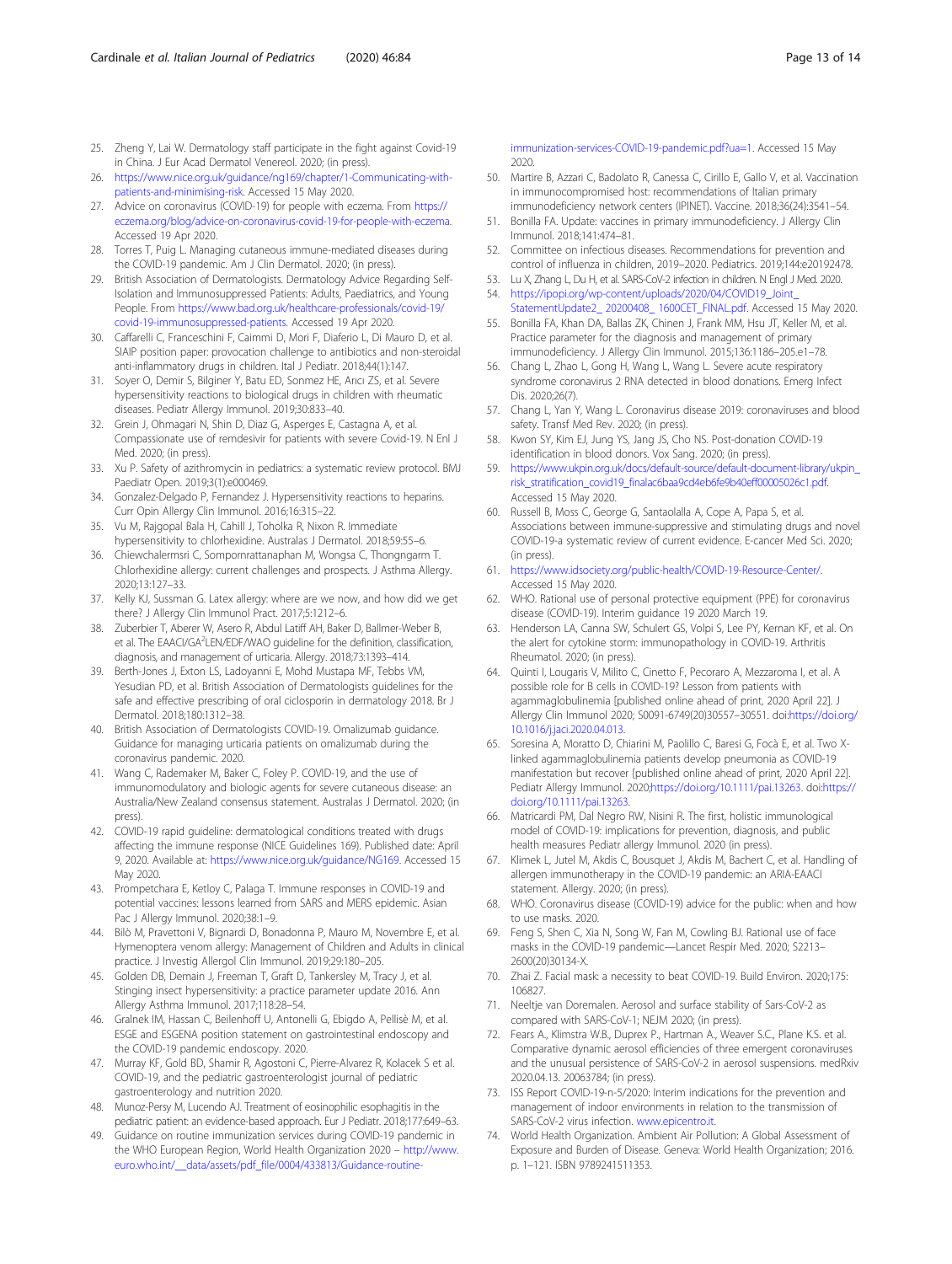25. Zheng Y, Lai W. Dermatology staff participate in the fight against Covid-19 in China. J Eur Acad Dermatol Venereol. 2020; (in press).
26. https://www.nice.org.uk/guidance/ng169/chapter/1-Communicating-with-patients-and-minimising-risk. Accessed 15 May 2020.
27. Advice on coronavirus (COVID-19) for people with eczema. From https://eczema.org/blog/advice-on-coronavirus-covid-19-for-people-with-eczema. Accessed 19 Apr 2020.
28. Torres T, Puig L. Managing cutaneous immune-mediated diseases during the COVID-19 pandemic. Am J Clin Dermatol. 2020; (in press).
29. British Association of Dermatologists. Dermatology Advice Regarding Self-Isolation and Immunosuppressed Patients: Adults, Paediatrics, and Young People. From https://www.bad.org.uk/healthcare-professionals/covid-19/covid-19-immunosuppressed-patients. Accessed 19 Apr 2020.
30. Caffarelli C, Franceschini F, Caimmi D, Mori F, Diaferio L, Di Mauro D, et al. SIAIP position paper: provocation challenge to antibiotics and non-steroidal anti-inflammatory drugs in children. Ital J Pediatr. 2018;44(1):147.
31. Soyer O, Demir S, Bilginer Y, Batu ED, Sonmez HE, Arıcı ZS, et al. Severe hypersensitivity reactions to biological drugs in children with rheumatic diseases. Pediatr Allergy Immunol. 2019;30:833–40.
32. Grein J, Ohmagari N, Shin D, Diaz G, Asperges E, Castagna A, et al. Compassionate use of remdesivir for patients with severe Covid-19. N Enl J Med. 2020; (in press).
33. Xu P. Safety of azithromycin in pediatrics: a systematic review protocol. BMJ Paediatr Open. 2019;3(1):e000469.
34. Gonzalez-Delgado P, Fernandez J. Hypersensitivity reactions to heparins. Curr Opin Allergy Clin Immunol. 2016;16:315–22.
35. Vu M, Rajgopal Bala H, Cahill J, Toholka R, Nixon R. Immediate hypersensitivity to chlorhexidine. Australas J Dermatol. 2018;59:55–6.
36. Chiewchalermsri C, Sompornrattanaphan M, Wongsa C, Thongngarm T. Chlorhexidine allergy: current challenges and prospects. J Asthma Allergy. 2020;13:127–33.
37. Kelly KJ, Sussman G. Latex allergy: where are we now, and how did we get there? J Allergy Clin Immunol Pract. 2017;5:1212–6.
38. Zuberbier T, Aberer W, Asero R, Abdul Latiff AH, Baker D, Ballmer-Weber B, et al. The EAACI/GA$^2$LEN/EDF/WAO guideline for the definition, classification, diagnosis, and management of urticaria. Allergy. 2018;73:1393–414.
39. Berth-Jones J, Exton LS, Ladoyanni E, Mohd Mustapa MF, Tebbs VM, Yesudian PD, et al. British Association of Dermatologists guidelines for the safe and effective prescribing of oral ciclosporin in dermatology 2018. Br J Dermatol. 2018;180:1312–38.
40. British Association of Dermatologists COVID-19. Omalizumab guidance. Guidance for managing urticaria patients on omalizumab during the coronavirus pandemic. 2020.
41. Wang C, Rademaker M, Baker C, Foley P. COVID-19, and the use of immunomodulatory and biologic agents for severe cutaneous disease: an Australia/New Zealand consensus statement. Australas J Dermatol. 2020; (in press).
42. COVID-19 rapid guideline: dermatological conditions treated with drugs affecting the immune response (NICE Guidelines 169). Published date: April 9, 2020. Available at: https://www.nice.org.uk/guidance/NG169. Accessed 15 May 2020.
43. Prompetchara E, Ketloy C, Palaga T. Immune responses in COVID-19 and potential vaccines: lessons learned from SARS and MERS epidemic. Asian Pac J Allergy Immunol. 2020;38:1–9.
44. Bilò M, Pravettoni V, Bignardi D, Bonadonna P, Mauro M, Novembre E, et al. Hymenoptera venom allergy: Management of Children and Adults in clinical practice. J Investig Allergol Clin Immunol. 2019;29:180–205.
45. Golden DB, Demain J, Freeman T, Graft D, Tankersley M, Tracy J, et al. Stinging insect hypersensitivity: a practice parameter update 2016. Ann Allergy Asthma Immunol. 2017;118:28–54.
46. Gralnek IM, Hassan C, Beilenhoff U, Antonelli G, Ebigdo A, Pellisè M, et al. ESGE and ESGENA position statement on gastrointestinal endoscopy and the COVID-19 pandemic endoscopy. 2020.
47. Murray KF, Gold BD, Shamir R, Agostoni C, Pierre-Alvarez R, Kolacek S et al. COVID-19, and the pediatric gastroenterologist journal of pediatric gastroenterology and nutrition 2020.
48. Munoz-Persy M, Lucendo AJ. Treatment of eosinophilic esophagitis in the pediatric patient: an evidence-based approach. Eur J Pediatr. 2018;177:649–63.
49. Guidance on routine immunization services during COVID-19 pandemic in the WHO European Region, World Health Organization 2020 – http://www.euro.who.int/__data/assets/pdf_file/0004/433813/Guidance-routine-immunization-services-COVID-19-pandemic.pdf?ua=1. Accessed 15 May 2020.
50. Martire B, Azzari C, Badolato R, Canessa C, Cirillo E, Gallo V, et al. Vaccination in immunocompromised host: recommendations of Italian primary immunodeficiency network centers (IPINET). Vaccine. 2018;36(24):3541–54.
51. Bonilla FA. Update: vaccines in primary immunodeficiency. J Allergy Clin Immunol. 2018;141:474–81.
52. Committee on infectious diseases. Recommendations for prevention and control of influenza in children, 2019–2020. Pediatrics. 2019;144:e20192478.
53. Lu X, Zhang L, Du H, et al. SARS-CoV-2 infection in children. N Engl J Med. 2020.
54. https://ipopi.org/wp-content/uploads/2020/04/COVID19_Joint_StatementUpdate2_ 20200408_ 1600CET_FINAL.pdf. Accessed 15 May 2020.
55. Bonilla FA, Khan DA, Ballas ZK, Chinen J, Frank MM, Hsu JT, Keller M, et al. Practice parameter for the diagnosis and management of primary immunodeficiency. J Allergy Clin Immunol. 2015;136:1186–205.e1–78.
56. Chang L, Zhao L, Gong H, Wang L, Wang L. Severe acute respiratory syndrome coronavirus 2 RNA detected in blood donations. Emerg Infect Dis. 2020;26(7).
57. Chang L, Yan Y, Wang L. Coronavirus disease 2019: coronaviruses and blood safety. Transf Med Rev. 2020; (in press).
58. Kwon SY, Kim EJ, Jung YS, Jang JS, Cho NS. Post-donation COVID-19 identification in blood donors. Vox Sang. 2020; (in press).
59. https://www.ukpin.org.uk/docs/default-source/default-document-library/ukpin_risk_stratification_covid19_finalac6baa9cd4eb6fe9b40eff00005026c1.pdf. Accessed 15 May 2020.
60. Russell B, Moss C, George G, Santaolalla A, Cope A, Papa S, et al. Associations between immune-suppressive and stimulating drugs and novel COVID-19-a systematic review of current evidence. E-cancer Med Sci. 2020; (in press).
61. https://www.idsociety.org/public-health/COVID-19-Resource-Center/. Accessed 15 May 2020.
62. WHO. Rational use of personal protective equipment (PPE) for coronavirus disease (COVID-19). Interim guidance 19 2020 March 19.
63. Henderson LA, Canna SW, Schulert GS, Volpi S, Lee PY, Kernan KF, et al. On the alert for cytokine storm: immunopathology in COVID-19. Arthritis Rheumatol. 2020; (in press).
64. Quinti I, Lougaris V, Milito C, Cinetto F, Pecoraro A, Mezzaroma I, et al. A possible role for B cells in COVID-19? Lesson from patients with agammaglobulinemia [published online ahead of print, 2020 April 22]. J Allergy Clin Immunol 2020; S0091-6749(20)30557–30551. doi:https://doi.org/10.1016/j.jaci.2020.04.013.
65. Soresina A, Moratto D, Chiarini M, Paolillo C, Baresi G, Focà E, et al. Two X-linked agammaglobulinemia patients develop pneumonia as COVID-19 manifestation but recover [published online ahead of print, 2020 April 22]. Pediatr Allergy Immunol. 2020;https://doi.org/10.1111/pai.13263. doi:https://doi.org/10.1111/pai.13263.
66. Matricardi PM, Dal Negro RW, Nisini R. The first, holistic immunological model of COVID-19: implications for prevention, diagnosis, and public health measures Pediatr allergy Immunol. 2020 (in press).
67. Klimek L, Jutel M, Akdis C, Bousquet J, Akdis M, Bachert C, et al. Handling of allergen immunotherapy in the COVID-19 pandemic: an ARIA-EAACI statement. Allergy. 2020; (in press).
68. WHO. Coronavirus disease (COVID-19) advice for the public: when and how to use masks. 2020.
69. Feng S, Shen C, Xia N, Song W, Fan M, Cowling BJ. Rational use of face masks in the COVID-19 pandemic—Lancet Respir Med. 2020; S2213–2600(20)30134-X.
70. Zhai Z. Facial mask: a necessity to beat COVID-19. Build Environ. 2020;175:106827.
71. Neeltje van Doremalen. Aerosol and surface stability of Sars-CoV-2 as compared with SARS-CoV-1; NEJM 2020; (in press).
72. Fears A., Klimstra W.B., Duprex P., Hartman A., Weaver S.C., Plane K.S. et al. Comparative dynamic aerosol efficiencies of three emergent coronaviruses and the unusual persistence of SARS-CoV-2 in aerosol suspensions. medRxiv 2020.04.13. 20063784; (in press).
73. ISS Report COVID-19-n-5/2020: Interim indications for the prevention and management of indoor environments in relation to the transmission of SARS-CoV-2 virus infection. www.epicentro.it.
74. World Health Organization. Ambient Air Pollution: A Global Assessment of Exposure and Burden of Disease. Geneva: World Health Organization; 2016. p. 1–121. ISBN 9789241511353.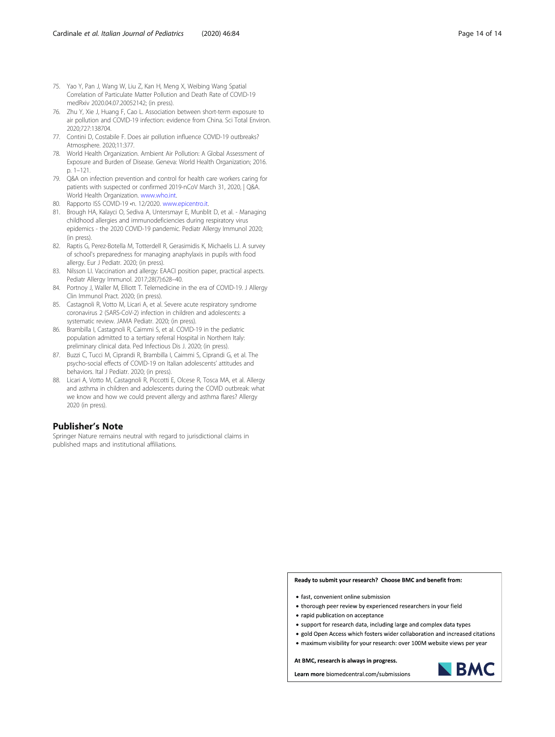75. Yao Y, Pan J, Wang W, Liu Z, Kan H, Meng X, Weibing Wang Spatial Correlation of Particulate Matter Pollution and Death Rate of COVID-19 medRxiv 2020.04.07.20052142; (in press).
76. Zhu Y, Xie J, Huang F, Cao L. Association between short-term exposure to air pollution and COVID-19 infection: evidence from China. Sci Total Environ. 2020;727:138704.
77. Contini D, Costabile F. Does air pollution influence COVID-19 outbreaks? Atmosphere. 2020;11:377.
78. World Health Organization. Ambient Air Pollution: A Global Assessment of Exposure and Burden of Disease. Geneva: World Health Organization; 2016. p. 1–121.
79. Q&A on infection prevention and control for health care workers caring for patients with suspected or confirmed 2019-nCoV March 31, 2020, | Q&A. World Health Organization. www.who.int.
80. Rapporto ISS COVID-19 •n. 12/2020. www.epicentro.it.
81. Brough HA, Kalayci O, Sediva A, Untersmayr E, Munblit D, et al. - Managing childhood allergies and immunodeficiencies during respiratory virus epidemics - the 2020 COVID-19 pandemic. Pediatr Allergy Immunol 2020; (in press).
82. Raptis G, Perez-Botella M, Totterdell R, Gerasimidis K, Michaelis LJ. A survey of school's preparedness for managing anaphylaxis in pupils with food allergy. Eur J Pediatr. 2020; (in press).
83. Nilsson LI. Vaccination and allergy: EAACI position paper, practical aspects. Pediatr Allergy Immunol. 2017;28(7):628–40.
84. Portnoy J, Waller M, Elliott T. Telemedicine in the era of COVID-19. J Allergy Clin Immunol Pract. 2020; (in press).
85. Castagnoli R, Votto M, Licari A, et al. Severe acute respiratory syndrome coronavirus 2 (SARS-CoV-2) infection in children and adolescents: a systematic review. JAMA Pediatr. 2020; (in press).
86. Brambilla I, Castagnoli R, Caimmi S, et al. COVID-19 in the pediatric population admitted to a tertiary referral Hospital in Northern Italy: preliminary clinical data. Ped Infectious Dis J. 2020; (in press).
87. Buzzi C, Tucci M, Ciprandi R, Brambilla I, Caimmi S, Ciprandi G, et al. The psycho-social effects of COVID-19 on Italian adolescents' attitudes and behaviors. Ital J Pediatr. 2020; (in press).
88. Licari A, Votto M, Castagnoli R, Piccotti E, Olcese R, Tosca MA, et al. Allergy and asthma in children and adolescents during the COVID outbreak: what we know and how we could prevent allergy and asthma flares? Allergy 2020 (in press).

## Publisher's Note

Springer Nature remains neutral with regard to jurisdictional claims in published maps and institutional affiliations.

**Ready to submit your research? Choose BMC and benefit from:**

- fast, convenient online submission
- thorough peer review by experienced researchers in your field
- rapid publication on acceptance
- support for research data, including large and complex data types
- gold Open Access which fosters wider collaboration and increased citations
- maximum visibility for your research: over 100M website views per year

**At BMC, research is always in progress.**

**Learn more** biomedcentral.com/submissions

BMC